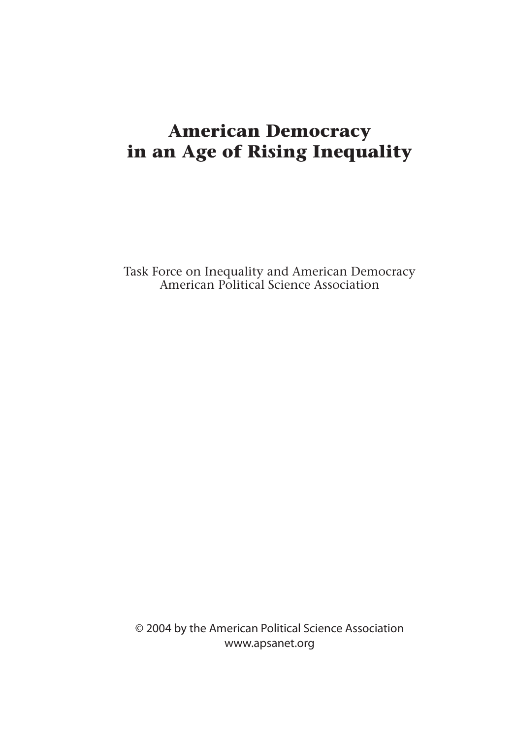# American Democracy in an Age of Rising Inequality

Task Force on Inequality and American Democracy
American Political Science Association

© 2004 by the American Political Science Association
www.apsanet.org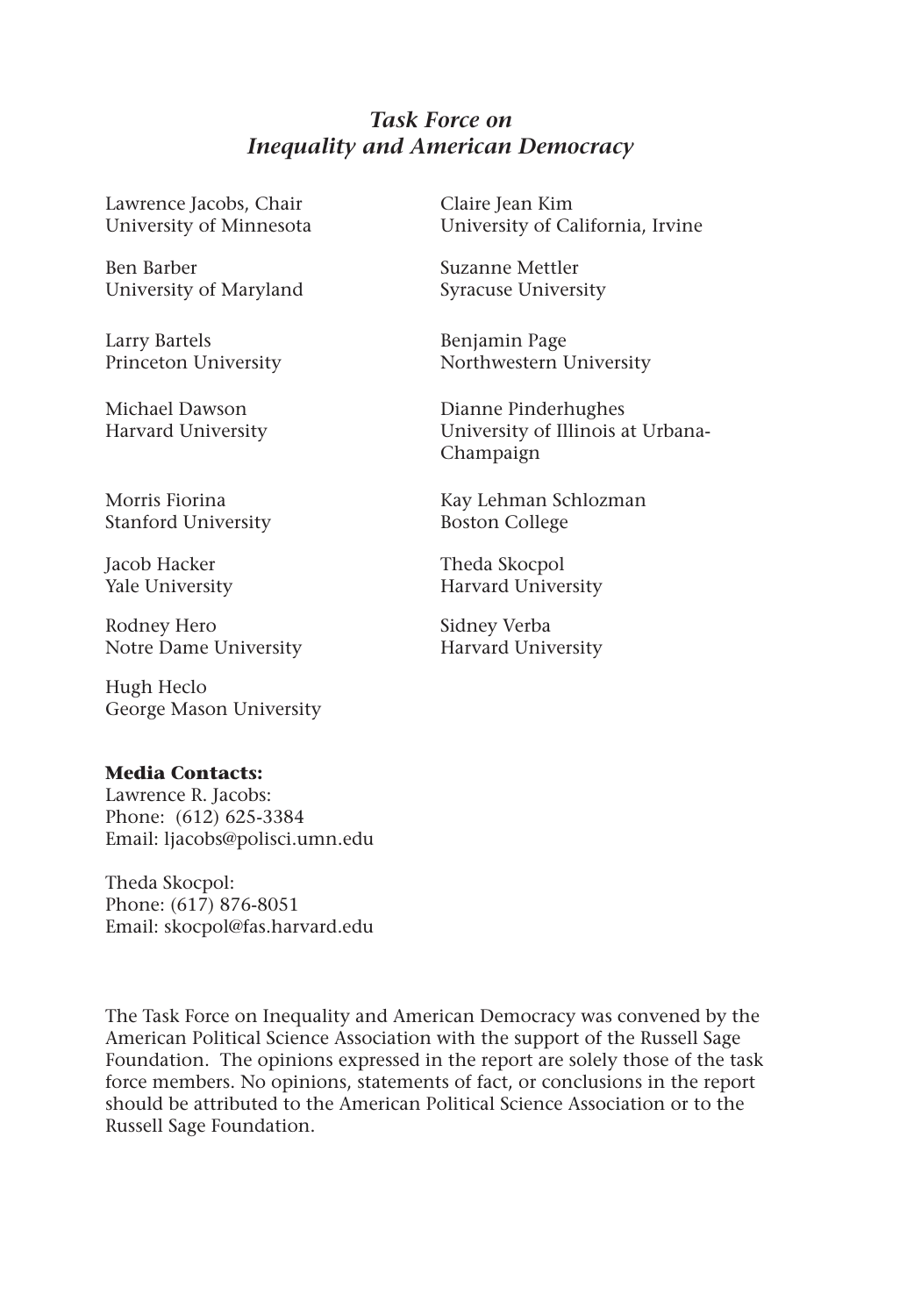## *Task Force on Inequality and American Democracy*

Lawrence Jacobs, Chair
University of Minnesota

Ben Barber
University of Maryland

Larry Bartels
Princeton University

Michael Dawson
Harvard University

Morris Fiorina
Stanford University

Jacob Hacker
Yale University

Rodney Hero
Notre Dame University

Hugh Heclo
George Mason University

Claire Jean Kim
University of California, Irvine

Suzanne Mettler
Syracuse University

Benjamin Page
Northwestern University

Dianne Pinderhughes
University of Illinois at Urbana-Champaign

Kay Lehman Schlozman
Boston College

Theda Skocpol
Harvard University

Sidney Verba
Harvard University

**Media Contacts:**
Lawrence R. Jacobs:
Phone: (612) 625-3384
Email: ljacobs@polisci.umn.edu

Theda Skocpol:
Phone: (617) 876-8051
Email: skocpol@fas.harvard.edu

The Task Force on Inequality and American Democracy was convened by the American Political Science Association with the support of the Russell Sage Foundation. The opinions expressed in the report are solely those of the task force members. No opinions, statements of fact, or conclusions in the report should be attributed to the American Political Science Association or to the Russell Sage Foundation.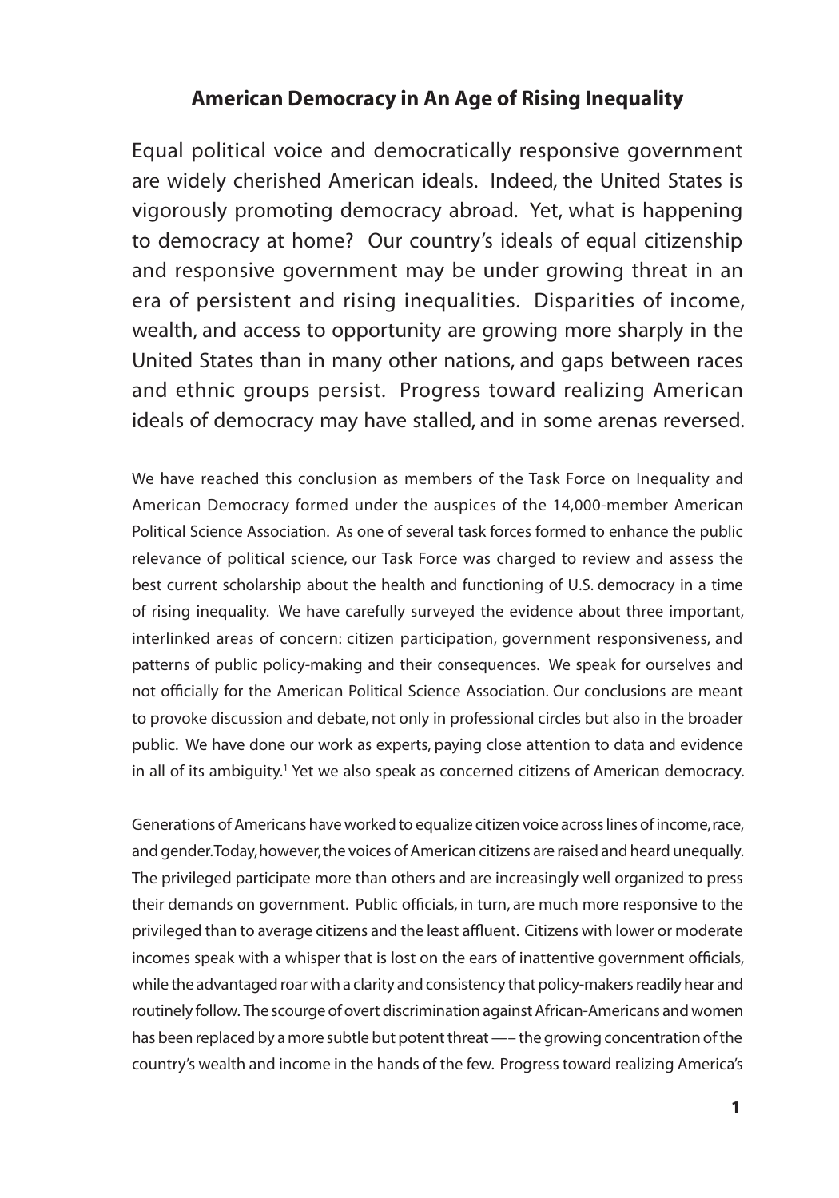## American Democracy in An Age of Rising Inequality

Equal political voice and democratically responsive government are widely cherished American ideals. Indeed, the United States is vigorously promoting democracy abroad. Yet, what is happening to democracy at home? Our country's ideals of equal citizenship and responsive government may be under growing threat in an era of persistent and rising inequalities. Disparities of income, wealth, and access to opportunity are growing more sharply in the United States than in many other nations, and gaps between races and ethnic groups persist. Progress toward realizing American ideals of democracy may have stalled, and in some arenas reversed.

We have reached this conclusion as members of the Task Force on Inequality and American Democracy formed under the auspices of the 14,000-member American Political Science Association. As one of several task forces formed to enhance the public relevance of political science, our Task Force was charged to review and assess the best current scholarship about the health and functioning of U.S. democracy in a time of rising inequality. We have carefully surveyed the evidence about three important, interlinked areas of concern: citizen participation, government responsiveness, and patterns of public policy-making and their consequences. We speak for ourselves and not officially for the American Political Science Association. Our conclusions are meant to provoke discussion and debate, not only in professional circles but also in the broader public. We have done our work as experts, paying close attention to data and evidence in all of its ambiguity.[1] Yet we also speak as concerned citizens of American democracy.

Generations of Americans have worked to equalize citizen voice across lines of income, race, and gender. Today, however, the voices of American citizens are raised and heard unequally. The privileged participate more than others and are increasingly well organized to press their demands on government. Public officials, in turn, are much more responsive to the privileged than to average citizens and the least affluent. Citizens with lower or moderate incomes speak with a whisper that is lost on the ears of inattentive government officials, while the advantaged roar with a clarity and consistency that policy-makers readily hear and routinely follow. The scourge of overt discrimination against African-Americans and women has been replaced by a more subtle but potent threat —– the growing concentration of the country's wealth and income in the hands of the few. Progress toward realizing America's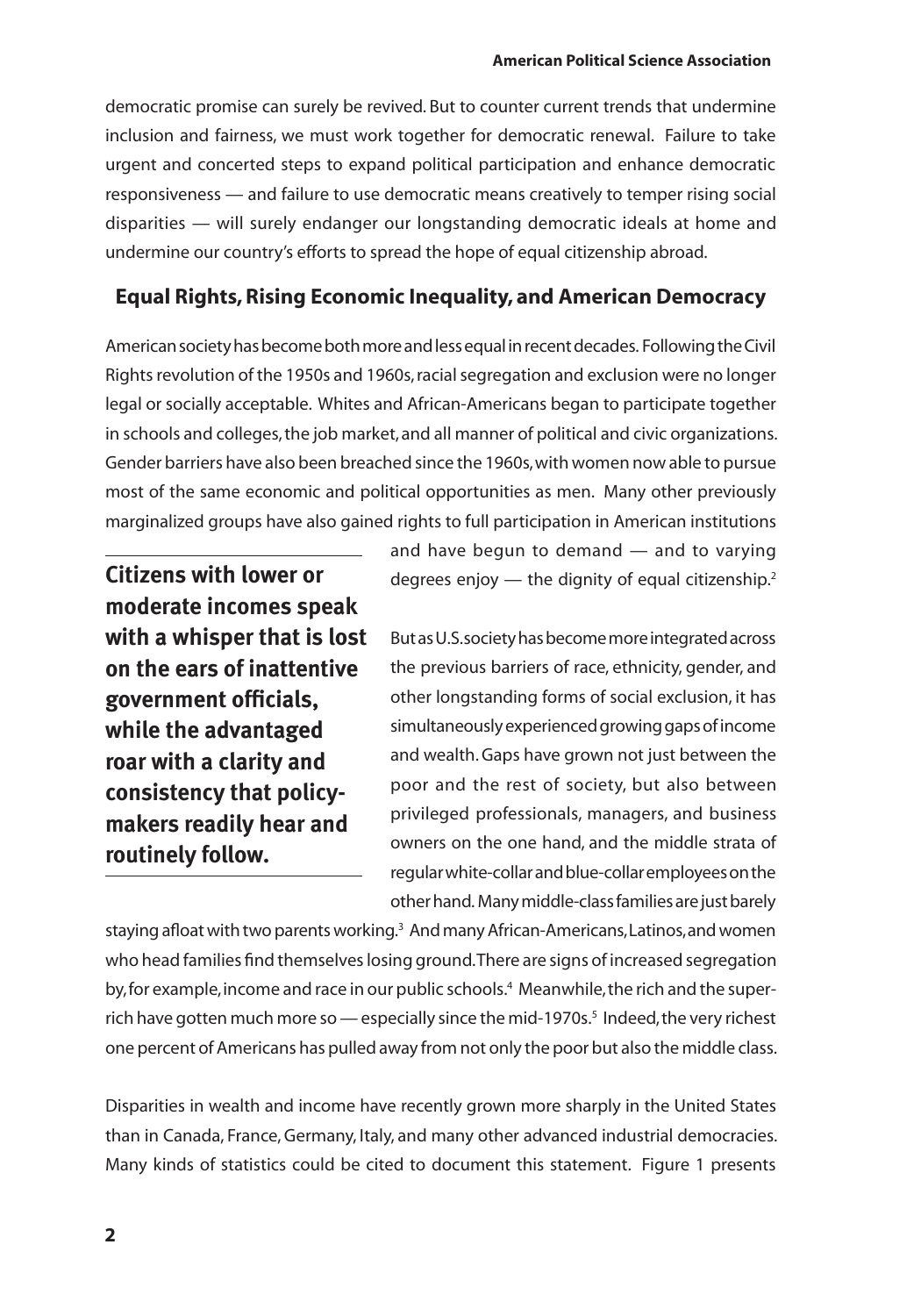democratic promise can surely be revived. But to counter current trends that undermine inclusion and fairness, we must work together for democratic renewal. Failure to take urgent and concerted steps to expand political participation and enhance democratic responsiveness — and failure to use democratic means creatively to temper rising social disparities — will surely endanger our longstanding democratic ideals at home and undermine our country's efforts to spread the hope of equal citizenship abroad.

## Equal Rights, Rising Economic Inequality, and American Democracy

American society has become both more and less equal in recent decades. Following the Civil Rights revolution of the 1950s and 1960s, racial segregation and exclusion were no longer legal or socially acceptable. Whites and African-Americans began to participate together in schools and colleges, the job market, and all manner of political and civic organizations. Gender barriers have also been breached since the 1960s, with women now able to pursue most of the same economic and political opportunities as men. Many other previously marginalized groups have also gained rights to full participation in American institutions and have begun to demand — and to varying degrees enjoy — the dignity of equal citizenship.[2]

**Citizens with lower or moderate incomes speak with a whisper that is lost on the ears of inattentive government officials, while the advantaged roar with a clarity and consistency that policy-makers readily hear and routinely follow.**

But as U.S. society has become more integrated across the previous barriers of race, ethnicity, gender, and other longstanding forms of social exclusion, it has simultaneously experienced growing gaps of income and wealth. Gaps have grown not just between the poor and the rest of society, but also between privileged professionals, managers, and business owners on the one hand, and the middle strata of regular white-collar and blue-collar employees on the other hand. Many middle-class families are just barely staying afloat with two parents working.[3] And many African-Americans, Latinos, and women who head families find themselves losing ground. There are signs of increased segregation by, for example, income and race in our public schools.[4] Meanwhile, the rich and the super-rich have gotten much more so — especially since the mid-1970s.[5] Indeed, the very richest one percent of Americans has pulled away from not only the poor but also the middle class.

Disparities in wealth and income have recently grown more sharply in the United States than in Canada, France, Germany, Italy, and many other advanced industrial democracies. Many kinds of statistics could be cited to document this statement. Figure 1 presents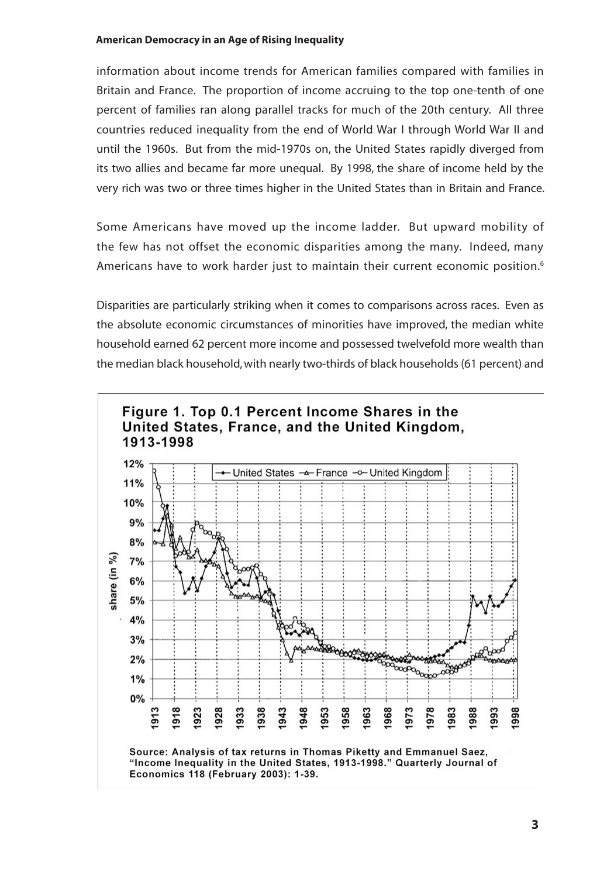information about income trends for American families compared with families in Britain and France. The proportion of income accruing to the top one-tenth of one percent of families ran along parallel tracks for much of the 20th century. All three countries reduced inequality from the end of World War I through World War II and until the 1960s. But from the mid-1970s on, the United States rapidly diverged from its two allies and became far more unequal. By 1998, the share of income held by the very rich was two or three times higher in the United States than in Britain and France.

Some Americans have moved up the income ladder. But upward mobility of the few has not offset the economic disparities among the many. Indeed, many Americans have to work harder just to maintain their current economic position.[6]

Disparities are particularly striking when it comes to comparisons across races. Even as the absolute economic circumstances of minorities have improved, the median white household earned 62 percent more income and possessed twelvefold more wealth than the median black household, with nearly two-thirds of black households (61 percent) and

**Figure 1. Top 0.1 Percent Income Shares in the United States, France, and the United Kingdom, 1913-1998**

Source: Analysis of tax returns in Thomas Piketty and Emmanuel Saez, "Income Inequality in the United States, 1913-1998." Quarterly Journal of Economics 118 (February 2003): 1-39.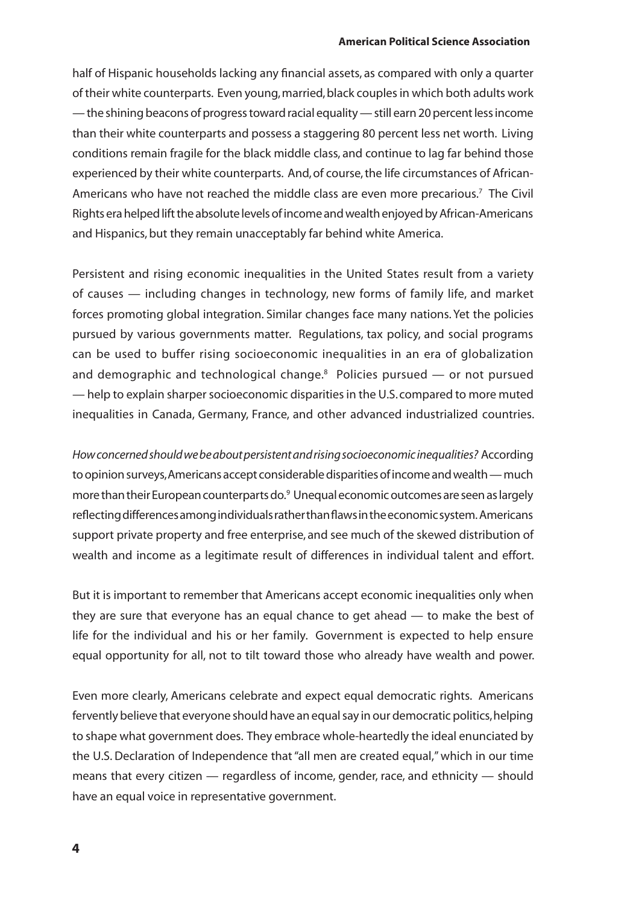half of Hispanic households lacking any financial assets, as compared with only a quarter of their white counterparts. Even young, married, black couples in which both adults work — the shining beacons of progress toward racial equality — still earn 20 percent less income than their white counterparts and possess a staggering 80 percent less net worth. Living conditions remain fragile for the black middle class, and continue to lag far behind those experienced by their white counterparts. And, of course, the life circumstances of African-Americans who have not reached the middle class are even more precarious.[7] The Civil Rights era helped lift the absolute levels of income and wealth enjoyed by African-Americans and Hispanics, but they remain unacceptably far behind white America.

Persistent and rising economic inequalities in the United States result from a variety of causes — including changes in technology, new forms of family life, and market forces promoting global integration. Similar changes face many nations. Yet the policies pursued by various governments matter. Regulations, tax policy, and social programs can be used to buffer rising socioeconomic inequalities in an era of globalization and demographic and technological change.[8] Policies pursued — or not pursued — help to explain sharper socioeconomic disparities in the U.S. compared to more muted inequalities in Canada, Germany, France, and other advanced industrialized countries.

*How concerned should we be about persistent and rising socioeconomic inequalities?* According to opinion surveys, Americans accept considerable disparities of income and wealth — much more than their European counterparts do.[9] Unequal economic outcomes are seen as largely reflecting differences among individuals rather than flaws in the economic system. Americans support private property and free enterprise, and see much of the skewed distribution of wealth and income as a legitimate result of differences in individual talent and effort.

But it is important to remember that Americans accept economic inequalities only when they are sure that everyone has an equal chance to get ahead — to make the best of life for the individual and his or her family. Government is expected to help ensure equal opportunity for all, not to tilt toward those who already have wealth and power.

Even more clearly, Americans celebrate and expect equal democratic rights. Americans fervently believe that everyone should have an equal say in our democratic politics, helping to shape what government does. They embrace whole-heartedly the ideal enunciated by the U.S. Declaration of Independence that "all men are created equal," which in our time means that every citizen — regardless of income, gender, race, and ethnicity — should have an equal voice in representative government.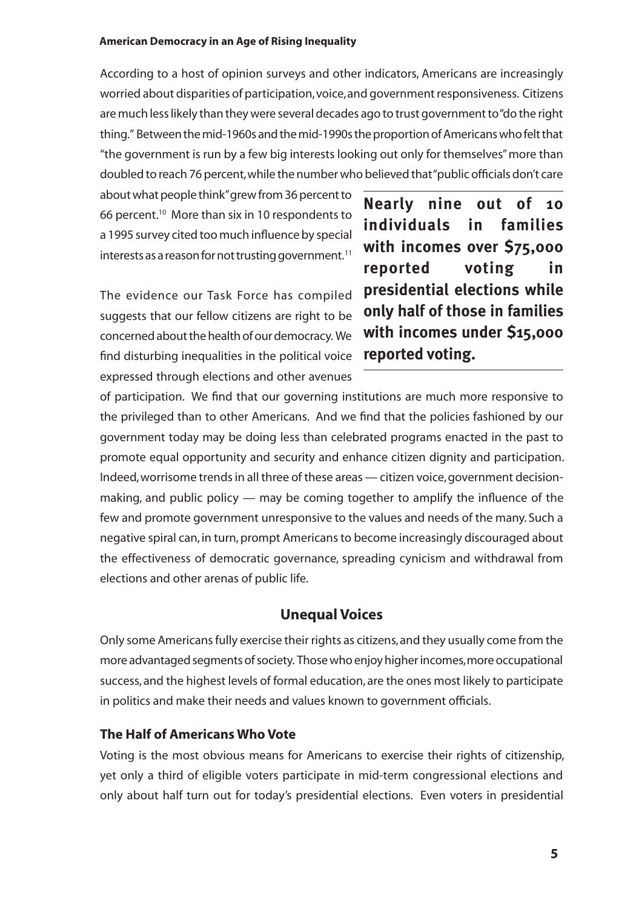According to a host of opinion surveys and other indicators, Americans are increasingly worried about disparities of participation, voice, and government responsiveness. Citizens are much less likely than they were several decades ago to trust government to "do the right thing." Between the mid-1960s and the mid-1990s the proportion of Americans who felt that "the government is run by a few big interests looking out only for themselves" more than doubled to reach 76 percent, while the number who believed that "public officials don't care about what people think" grew from 36 percent to 66 percent.[10] More than six in 10 respondents to a 1995 survey cited too much influence by special interests as a reason for not trusting government.[11]

**Nearly nine out of 10 individuals in families with incomes over $75,000 reported voting in presidential elections while only half of those in families with incomes under $15,000 reported voting.**

The evidence our Task Force has compiled suggests that our fellow citizens are right to be concerned about the health of our democracy. We find disturbing inequalities in the political voice expressed through elections and other avenues of participation. We find that our governing institutions are much more responsive to the privileged than to other Americans. And we find that the policies fashioned by our government today may be doing less than celebrated programs enacted in the past to promote equal opportunity and security and enhance citizen dignity and participation. Indeed, worrisome trends in all three of these areas — citizen voice, government decision-making, and public policy — may be coming together to amplify the influence of the few and promote government unresponsive to the values and needs of the many. Such a negative spiral can, in turn, prompt Americans to become increasingly discouraged about the effectiveness of democratic governance, spreading cynicism and withdrawal from elections and other arenas of public life.

## Unequal Voices

Only some Americans fully exercise their rights as citizens, and they usually come from the more advantaged segments of society. Those who enjoy higher incomes, more occupational success, and the highest levels of formal education, are the ones most likely to participate in politics and make their needs and values known to government officials.

### The Half of Americans Who Vote

Voting is the most obvious means for Americans to exercise their rights of citizenship, yet only a third of eligible voters participate in mid-term congressional elections and only about half turn out for today's presidential elections. Even voters in presidential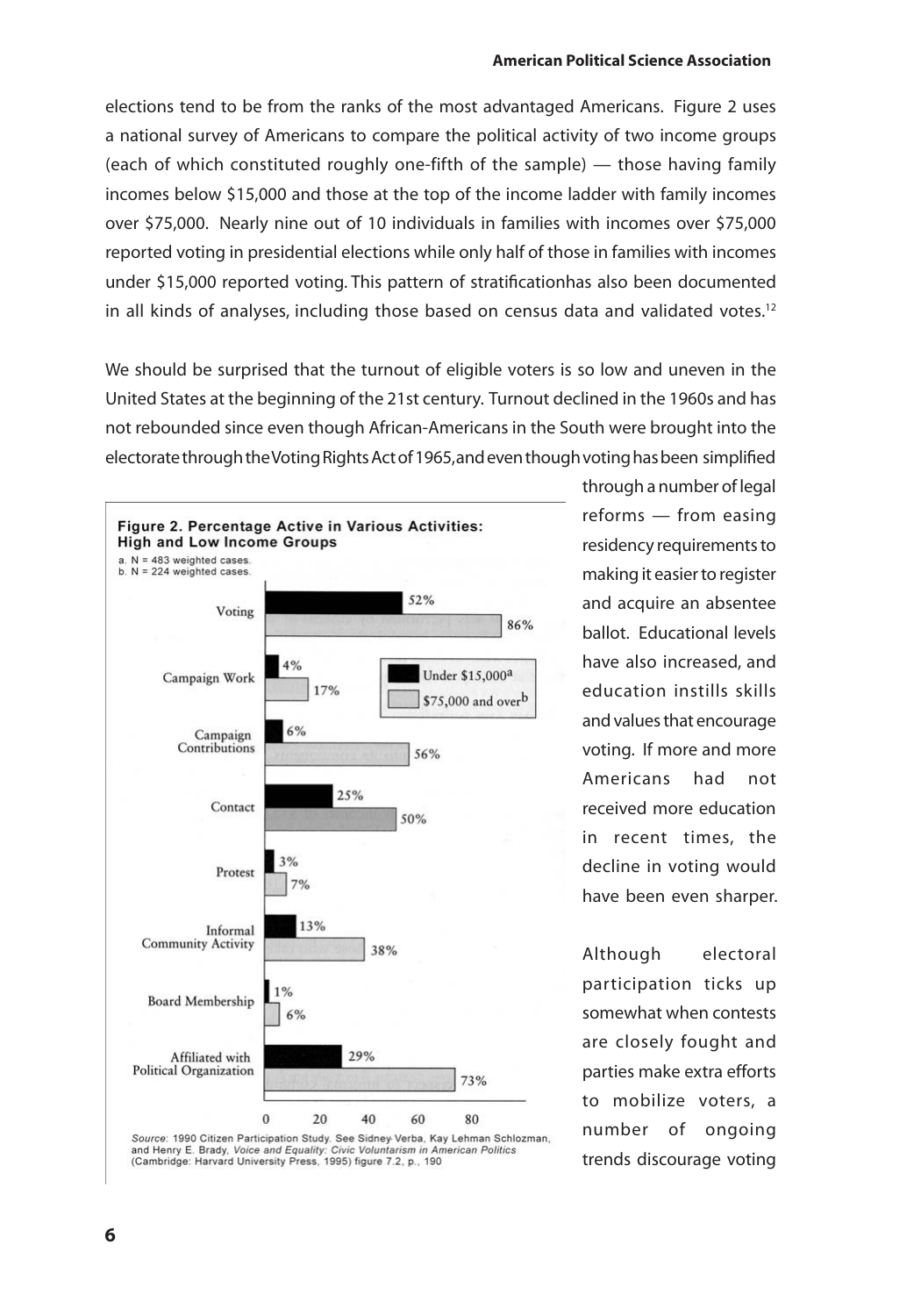elections tend to be from the ranks of the most advantaged Americans. Figure 2 uses a national survey of Americans to compare the political activity of two income groups (each of which constituted roughly one-fifth of the sample) — those having family incomes below $15,000 and those at the top of the income ladder with family incomes over $75,000. Nearly nine out of 10 individuals in families with incomes over $75,000 reported voting in presidential elections while only half of those in families with incomes under $15,000 reported voting. This pattern of stratificationhas also been documented in all kinds of analyses, including those based on census data and validated votes.[12]

We should be surprised that the turnout of eligible voters is so low and uneven in the United States at the beginning of the 21st century. Turnout declined in the 1960s and has not rebounded since even though African-Americans in the South were brought into the electorate through the Voting Rights Act of 1965, and even though voting has been simplified through a number of legal reforms — from easing residency requirements to making it easier to register and acquire an absentee ballot. Educational levels have also increased, and education instills skills and values that encourage voting. If more and more Americans had not received more education in recent times, the decline in voting would have been even sharper.

**Figure 2. Percentage Active in Various Activities: High and Low Income Groups**

a. N = 483 weighted cases.
b. N = 224 weighted cases.

| Activity | Under $15,000[a] | $75,000 and over[b] |
|---|---|---|
| Voting | 52% | 86% |
| Campaign Work | 4% | 17% |
| Campaign Contributions | 6% | 56% |
| Contact | 25% | 50% |
| Protest | 3% | 7% |
| Informal Community Activity | 13% | 38% |
| Board Membership | 1% | 6% |
| Affiliated with Political Organization | 29% | 73% |

*Source*: 1990 Citizen Participation Study. See Sidney Verba, Kay Lehman Schlozman, and Henry E. Brady, *Voice and Equality: Civic Voluntarism in American Politics* (Cambridge: Harvard University Press, 1995) figure 7.2, p., 190

Although electoral participation ticks up somewhat when contests are closely fought and parties make extra efforts to mobilize voters, a number of ongoing trends discourage voting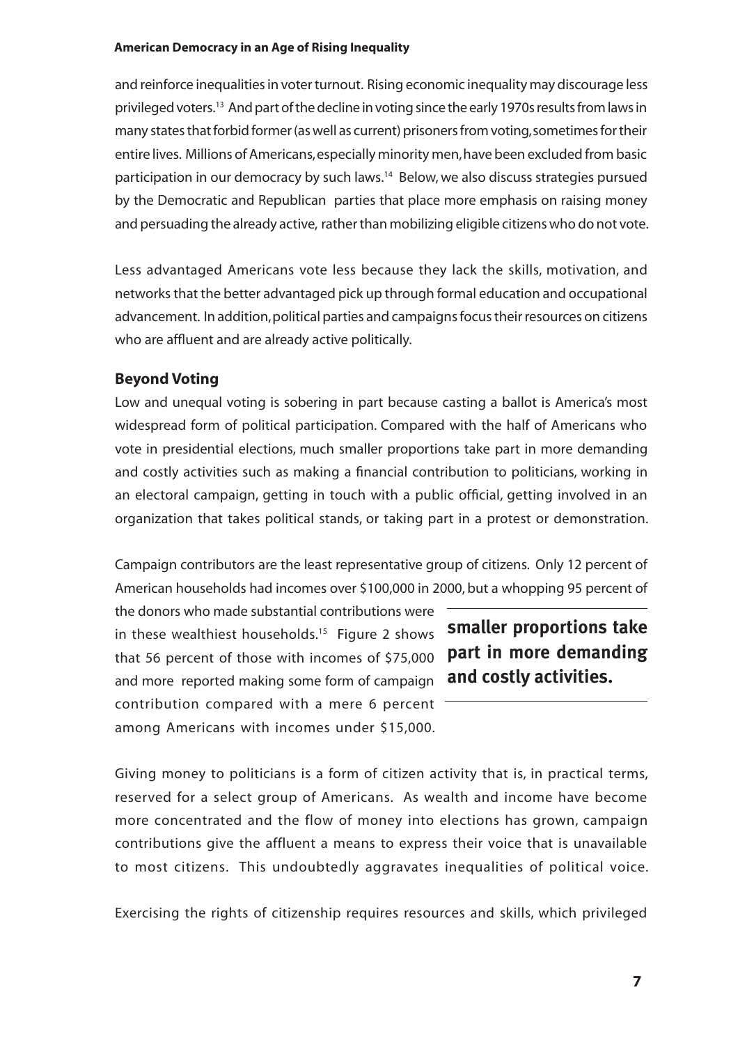and reinforce inequalities in voter turnout. Rising economic inequality may discourage less privileged voters.[13] And part of the decline in voting since the early 1970s results from laws in many states that forbid former (as well as current) prisoners from voting, sometimes for their entire lives. Millions of Americans, especially minority men, have been excluded from basic participation in our democracy by such laws.[14] Below, we also discuss strategies pursued by the Democratic and Republican parties that place more emphasis on raising money and persuading the already active, rather than mobilizing eligible citizens who do not vote.

Less advantaged Americans vote less because they lack the skills, motivation, and networks that the better advantaged pick up through formal education and occupational advancement. In addition, political parties and campaigns focus their resources on citizens who are affluent and are already active politically.

### Beyond Voting

Low and unequal voting is sobering in part because casting a ballot is America's most widespread form of political participation. Compared with the half of Americans who vote in presidential elections, much smaller proportions take part in more demanding and costly activities such as making a financial contribution to politicians, working in an electoral campaign, getting in touch with a public official, getting involved in an organization that takes political stands, or taking part in a protest or demonstration.

Campaign contributors are the least representative group of citizens. Only 12 percent of American households had incomes over $100,000 in 2000, but a whopping 95 percent of the donors who made substantial contributions were in these wealthiest households.[15] Figure 2 shows that 56 percent of those with incomes of $75,000 and more reported making some form of campaign contribution compared with a mere 6 percent among Americans with incomes under $15,000.

**smaller proportions take part in more demanding and costly activities.**

Giving money to politicians is a form of citizen activity that is, in practical terms, reserved for a select group of Americans. As wealth and income have become more concentrated and the flow of money into elections has grown, campaign contributions give the affluent a means to express their voice that is unavailable to most citizens. This undoubtedly aggravates inequalities of political voice.

Exercising the rights of citizenship requires resources and skills, which privileged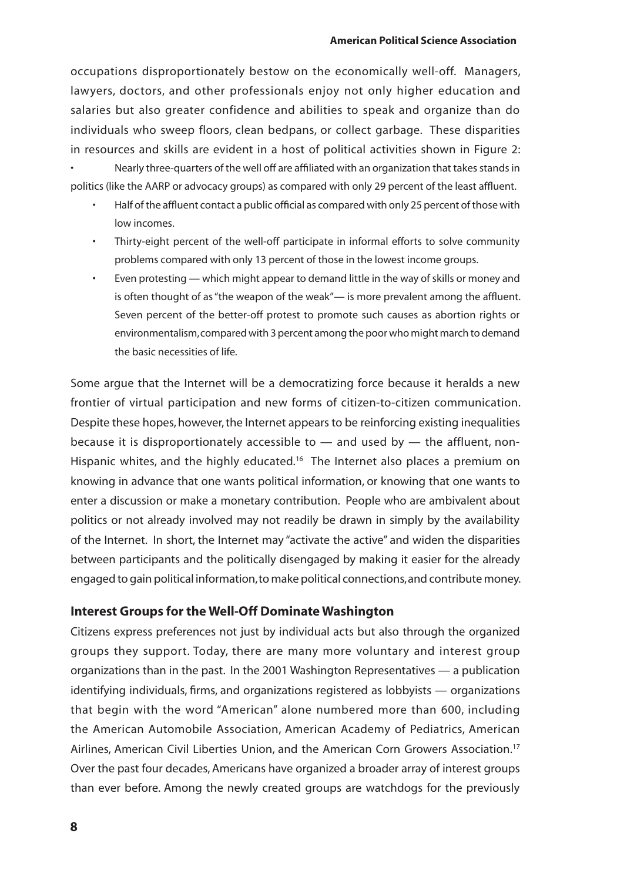occupations disproportionately bestow on the economically well-off. Managers, lawyers, doctors, and other professionals enjoy not only higher education and salaries but also greater confidence and abilities to speak and organize than do individuals who sweep floors, clean bedpans, or collect garbage. These disparities in resources and skills are evident in a host of political activities shown in Figure 2:

- Nearly three-quarters of the well off are affiliated with an organization that takes stands in politics (like the AARP or advocacy groups) as compared with only 29 percent of the least affluent.
- Half of the affluent contact a public official as compared with only 25 percent of those with low incomes.
- Thirty-eight percent of the well-off participate in informal efforts to solve community problems compared with only 13 percent of those in the lowest income groups.
- Even protesting — which might appear to demand little in the way of skills or money and is often thought of as "the weapon of the weak"— is more prevalent among the affluent. Seven percent of the better-off protest to promote such causes as abortion rights or environmentalism, compared with 3 percent among the poor who might march to demand the basic necessities of life.

Some argue that the Internet will be a democratizing force because it heralds a new frontier of virtual participation and new forms of citizen-to-citizen communication. Despite these hopes, however, the Internet appears to be reinforcing existing inequalities because it is disproportionately accessible to — and used by — the affluent, non-Hispanic whites, and the highly educated.[16] The Internet also places a premium on knowing in advance that one wants political information, or knowing that one wants to enter a discussion or make a monetary contribution. People who are ambivalent about politics or not already involved may not readily be drawn in simply by the availability of the Internet. In short, the Internet may "activate the active" and widen the disparities between participants and the politically disengaged by making it easier for the already engaged to gain political information, to make political connections, and contribute money.

## Interest Groups for the Well-Off Dominate Washington

Citizens express preferences not just by individual acts but also through the organized groups they support. Today, there are many more voluntary and interest group organizations than in the past. In the 2001 Washington Representatives — a publication identifying individuals, firms, and organizations registered as lobbyists — organizations that begin with the word "American" alone numbered more than 600, including the American Automobile Association, American Academy of Pediatrics, American Airlines, American Civil Liberties Union, and the American Corn Growers Association.[17] Over the past four decades, Americans have organized a broader array of interest groups than ever before. Among the newly created groups are watchdogs for the previously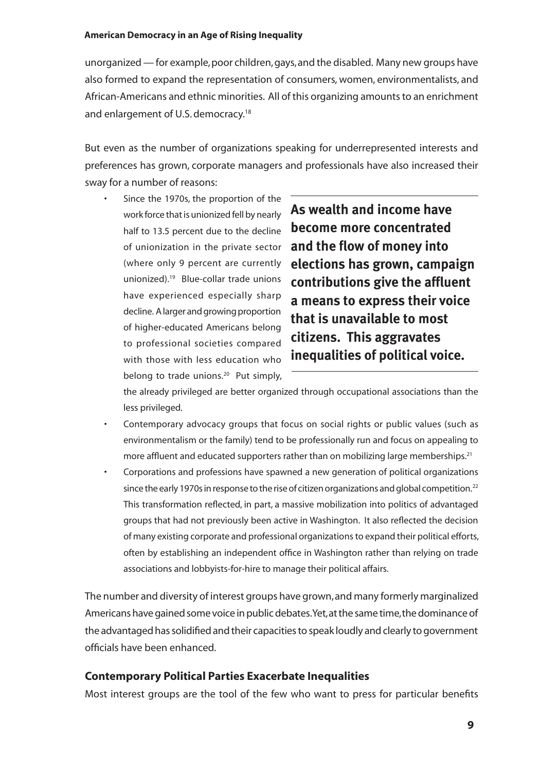unorganized — for example, poor children, gays, and the disabled. Many new groups have also formed to expand the representation of consumers, women, environmentalists, and African-Americans and ethnic minorities. All of this organizing amounts to an enrichment and enlargement of U.S. democracy.[18]

But even as the number of organizations speaking for underrepresented interests and preferences has grown, corporate managers and professionals have also increased their sway for a number of reasons:

- Since the 1970s, the proportion of the work force that is unionized fell by nearly half to 13.5 percent due to the decline of unionization in the private sector (where only 9 percent are currently unionized).[19] Blue-collar trade unions have experienced especially sharp decline. A larger and growing proportion of higher-educated Americans belong to professional societies compared with those with less education who belong to trade unions.[20] Put simply, the already privileged are better organized through occupational associations than the less privileged.
- Contemporary advocacy groups that focus on social rights or public values (such as environmentalism or the family) tend to be professionally run and focus on appealing to more affluent and educated supporters rather than on mobilizing large memberships.[21]
- Corporations and professions have spawned a new generation of political organizations since the early 1970s in response to the rise of citizen organizations and global competition.[22] This transformation reflected, in part, a massive mobilization into politics of advantaged groups that had not previously been active in Washington. It also reflected the decision of many existing corporate and professional organizations to expand their political efforts, often by establishing an independent office in Washington rather than relying on trade associations and lobbyists-for-hire to manage their political affairs.

> **As wealth and income have become more concentrated and the flow of money into elections has grown, campaign contributions give the affluent a means to express their voice that is unavailable to most citizens. This aggravates inequalities of political voice.**

The number and diversity of interest groups have grown, and many formerly marginalized Americans have gained some voice in public debates. Yet, at the same time, the dominance of the advantaged has solidified and their capacities to speak loudly and clearly to government officials have been enhanced.

### Contemporary Political Parties Exacerbate Inequalities

Most interest groups are the tool of the few who want to press for particular benefits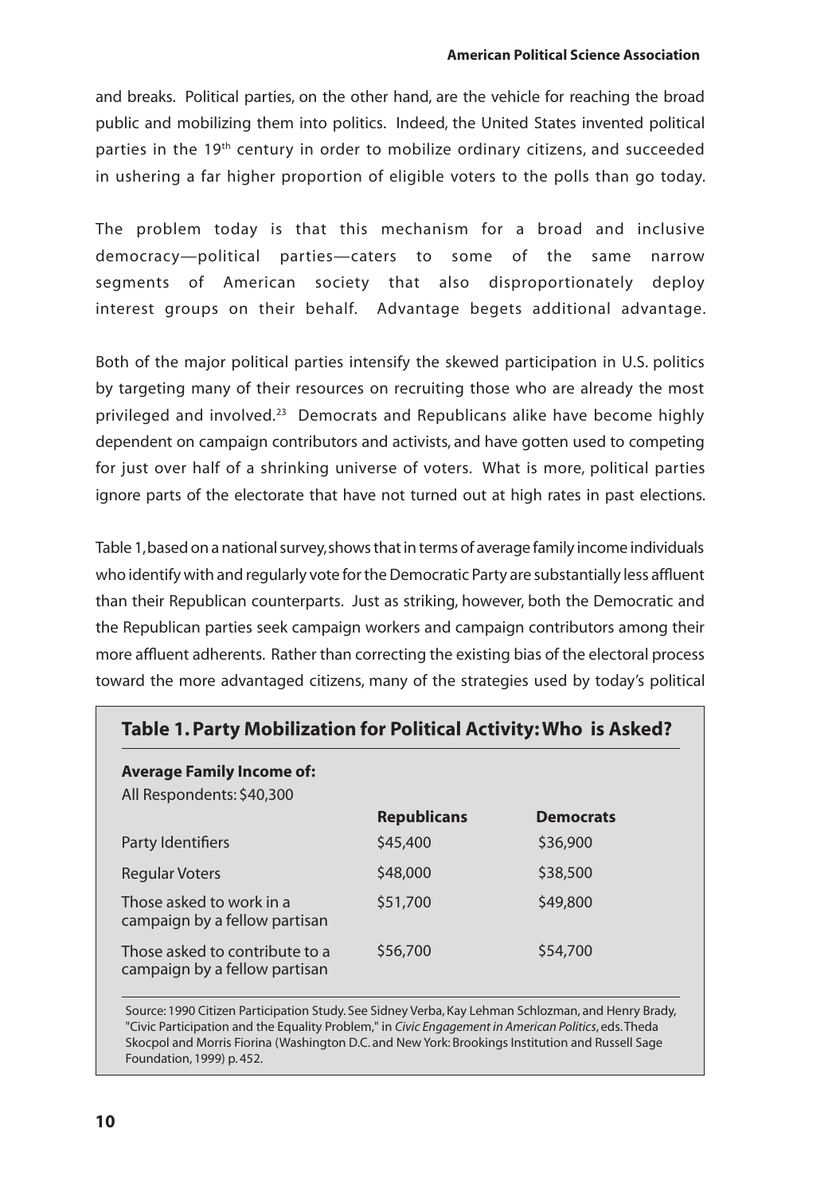and breaks. Political parties, on the other hand, are the vehicle for reaching the broad public and mobilizing them into politics. Indeed, the United States invented political parties in the 19th century in order to mobilize ordinary citizens, and succeeded in ushering a far higher proportion of eligible voters to the polls than go today.

The problem today is that this mechanism for a broad and inclusive democracy—political parties—caters to some of the same narrow segments of American society that also disproportionately deploy interest groups on their behalf. Advantage begets additional advantage.

Both of the major political parties intensify the skewed participation in U.S. politics by targeting many of their resources on recruiting those who are already the most privileged and involved.[23] Democrats and Republicans alike have become highly dependent on campaign contributors and activists, and have gotten used to competing for just over half of a shrinking universe of voters. What is more, political parties ignore parts of the electorate that have not turned out at high rates in past elections.

Table 1, based on a national survey, shows that in terms of average family income individuals who identify with and regularly vote for the Democratic Party are substantially less affluent than their Republican counterparts. Just as striking, however, both the Democratic and the Republican parties seek campaign workers and campaign contributors among their more affluent adherents. Rather than correcting the existing bias of the electoral process toward the more advantaged citizens, many of the strategies used by today's political

### Table 1. Party Mobilization for Political Activity: Who is Asked?

**Average Family Income of:**
All Respondents: $40,300

| | **Republicans** | **Democrats** |
|---|---|---|
| Party Identifiers | $45,400 | $36,900 |
| Regular Voters | $48,000 | $38,500 |
| Those asked to work in a campaign by a fellow partisan | $51,700 | $49,800 |
| Those asked to contribute to a campaign by a fellow partisan | $56,700 | $54,700 |

Source: 1990 Citizen Participation Study. See Sidney Verba, Kay Lehman Schlozman, and Henry Brady, "Civic Participation and the Equality Problem," in *Civic Engagement in American Politics*, eds. Theda Skocpol and Morris Fiorina (Washington D.C. and New York: Brookings Institution and Russell Sage Foundation, 1999) p. 452.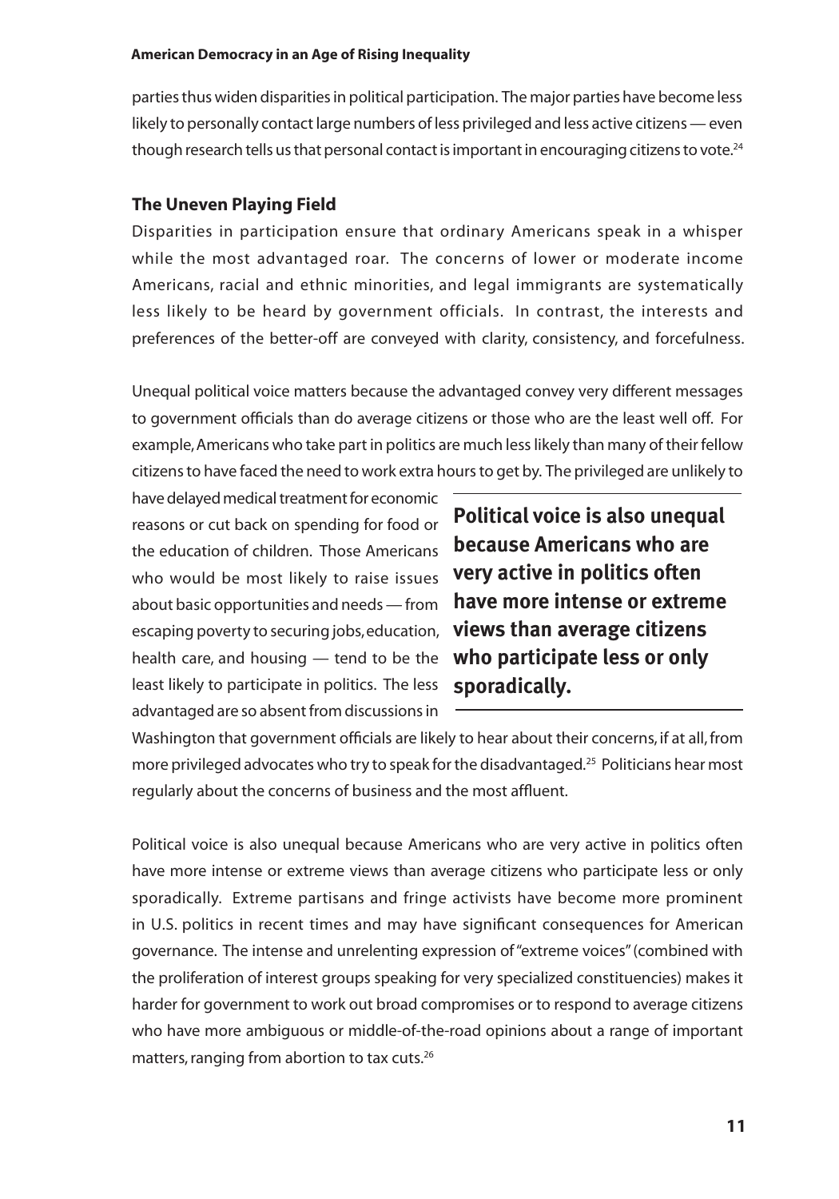parties thus widen disparities in political participation. The major parties have become less likely to personally contact large numbers of less privileged and less active citizens — even though research tells us that personal contact is important in encouraging citizens to vote.[24]

### The Uneven Playing Field

Disparities in participation ensure that ordinary Americans speak in a whisper while the most advantaged roar. The concerns of lower or moderate income Americans, racial and ethnic minorities, and legal immigrants are systematically less likely to be heard by government officials. In contrast, the interests and preferences of the better-off are conveyed with clarity, consistency, and forcefulness.

Unequal political voice matters because the advantaged convey very different messages to government officials than do average citizens or those who are the least well off. For example, Americans who take part in politics are much less likely than many of their fellow citizens to have faced the need to work extra hours to get by. The privileged are unlikely to have delayed medical treatment for economic reasons or cut back on spending for food or the education of children. Those Americans who would be most likely to raise issues about basic opportunities and needs — from escaping poverty to securing jobs, education, health care, and housing — tend to be the least likely to participate in politics. The less advantaged are so absent from discussions in Washington that government officials are likely to hear about their concerns, if at all, from more privileged advocates who try to speak for the disadvantaged.[25] Politicians hear most regularly about the concerns of business and the most affluent.

**Political voice is also unequal because Americans who are very active in politics often have more intense or extreme views than average citizens who participate less or only sporadically.**

Political voice is also unequal because Americans who are very active in politics often have more intense or extreme views than average citizens who participate less or only sporadically. Extreme partisans and fringe activists have become more prominent in U.S. politics in recent times and may have significant consequences for American governance. The intense and unrelenting expression of "extreme voices" (combined with the proliferation of interest groups speaking for very specialized constituencies) makes it harder for government to work out broad compromises or to respond to average citizens who have more ambiguous or middle-of-the-road opinions about a range of important matters, ranging from abortion to tax cuts.[26]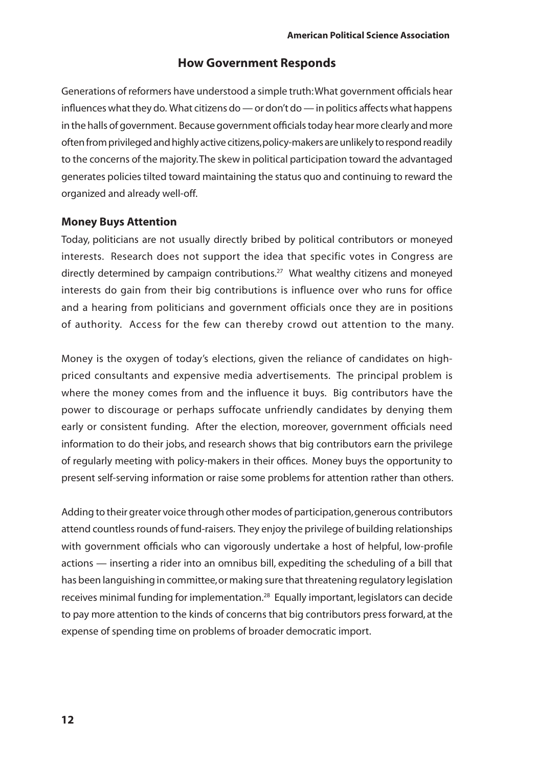## How Government Responds

Generations of reformers have understood a simple truth: What government officials hear influences what they do. What citizens do — or don't do — in politics affects what happens in the halls of government. Because government officials today hear more clearly and more often from privileged and highly active citizens, policy-makers are unlikely to respond readily to the concerns of the majority. The skew in political participation toward the advantaged generates policies tilted toward maintaining the status quo and continuing to reward the organized and already well-off.

### Money Buys Attention

Today, politicians are not usually directly bribed by political contributors or moneyed interests. Research does not support the idea that specific votes in Congress are directly determined by campaign contributions.[27] What wealthy citizens and moneyed interests do gain from their big contributions is influence over who runs for office and a hearing from politicians and government officials once they are in positions of authority. Access for the few can thereby crowd out attention to the many.

Money is the oxygen of today's elections, given the reliance of candidates on high-priced consultants and expensive media advertisements. The principal problem is where the money comes from and the influence it buys. Big contributors have the power to discourage or perhaps suffocate unfriendly candidates by denying them early or consistent funding. After the election, moreover, government officials need information to do their jobs, and research shows that big contributors earn the privilege of regularly meeting with policy-makers in their offices. Money buys the opportunity to present self-serving information or raise some problems for attention rather than others.

Adding to their greater voice through other modes of participation, generous contributors attend countless rounds of fund-raisers. They enjoy the privilege of building relationships with government officials who can vigorously undertake a host of helpful, low-profile actions — inserting a rider into an omnibus bill, expediting the scheduling of a bill that has been languishing in committee, or making sure that threatening regulatory legislation receives minimal funding for implementation.[28] Equally important, legislators can decide to pay more attention to the kinds of concerns that big contributors press forward, at the expense of spending time on problems of broader democratic import.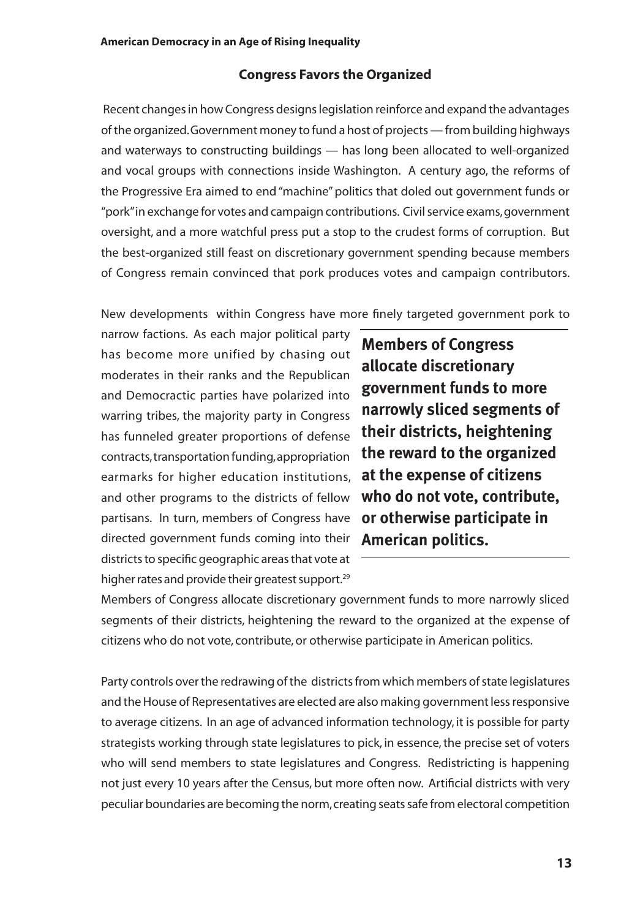### Congress Favors the Organized

Recent changes in how Congress designs legislation reinforce and expand the advantages of the organized. Government money to fund a host of projects — from building highways and waterways to constructing buildings — has long been allocated to well-organized and vocal groups with connections inside Washington. A century ago, the reforms of the Progressive Era aimed to end "machine" politics that doled out government funds or "pork" in exchange for votes and campaign contributions. Civil service exams, government oversight, and a more watchful press put a stop to the crudest forms of corruption. But the best-organized still feast on discretionary government spending because members of Congress remain convinced that pork produces votes and campaign contributors.

New developments within Congress have more finely targeted government pork to narrow factions. As each major political party has become more unified by chasing out moderates in their ranks and the Republican and Democractic parties have polarized into warring tribes, the majority party in Congress has funneled greater proportions of defense contracts, transportation funding, appropriation earmarks for higher education institutions, and other programs to the districts of fellow partisans. In turn, members of Congress have directed government funds coming into their districts to specific geographic areas that vote at higher rates and provide their greatest support.[29]

**Members of Congress allocate discretionary government funds to more narrowly sliced segments of their districts, heightening the reward to the organized at the expense of citizens who do not vote, contribute, or otherwise participate in American politics.**

Members of Congress allocate discretionary government funds to more narrowly sliced segments of their districts, heightening the reward to the organized at the expense of citizens who do not vote, contribute, or otherwise participate in American politics.

Party controls over the redrawing of the districts from which members of state legislatures and the House of Representatives are elected are also making government less responsive to average citizens. In an age of advanced information technology, it is possible for party strategists working through state legislatures to pick, in essence, the precise set of voters who will send members to state legislatures and Congress. Redistricting is happening not just every 10 years after the Census, but more often now. Artificial districts with very peculiar boundaries are becoming the norm, creating seats safe from electoral competition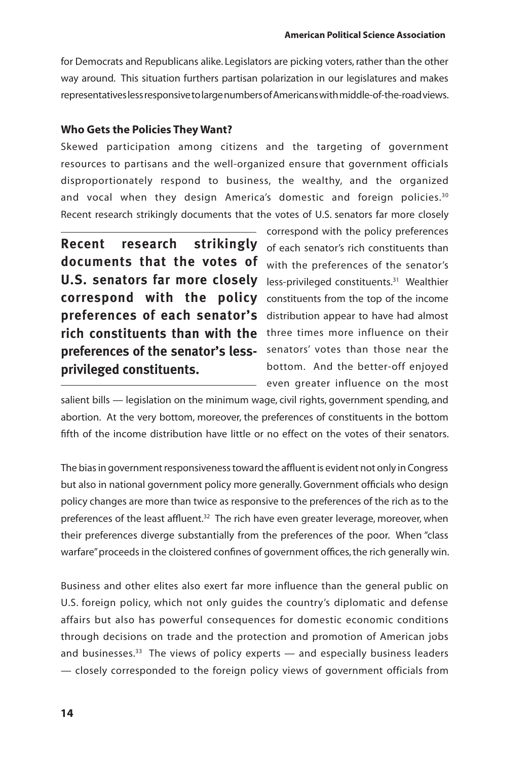for Democrats and Republicans alike. Legislators are picking voters, rather than the other way around. This situation furthers partisan polarization in our legislatures and makes representatives less responsive to large numbers of Americans with middle-of-the-road views.

### Who Gets the Policies They Want?

Skewed participation among citizens and the targeting of government resources to partisans and the well-organized ensure that government officials disproportionately respond to business, the wealthy, and the organized and vocal when they design America's domestic and foreign policies.[30] Recent research strikingly documents that the votes of U.S. senators far more closely correspond with the policy preferences of each senator's rich constituents than with the preferences of the senator's less-privileged constituents.[31] Wealthier constituents from the top of the income distribution appear to have had almost three times more influence on their senators' votes than those near the bottom. And the better-off enjoyed even greater influence on the most salient bills — legislation on the minimum wage, civil rights, government spending, and abortion. At the very bottom, moreover, the preferences of constituents in the bottom fifth of the income distribution have little or no effect on the votes of their senators.

**Recent research strikingly documents that the votes of U.S. senators far more closely correspond with the policy preferences of each senator's rich constituents than with the preferences of the senator's less-privileged constituents.**

The bias in government responsiveness toward the affluent is evident not only in Congress but also in national government policy more generally. Government officials who design policy changes are more than twice as responsive to the preferences of the rich as to the preferences of the least affluent.[32] The rich have even greater leverage, moreover, when their preferences diverge substantially from the preferences of the poor. When "class warfare" proceeds in the cloistered confines of government offices, the rich generally win.

Business and other elites also exert far more influence than the general public on U.S. foreign policy, which not only guides the country's diplomatic and defense affairs but also has powerful consequences for domestic economic conditions through decisions on trade and the protection and promotion of American jobs and businesses.[33] The views of policy experts — and especially business leaders — closely corresponded to the foreign policy views of government officials from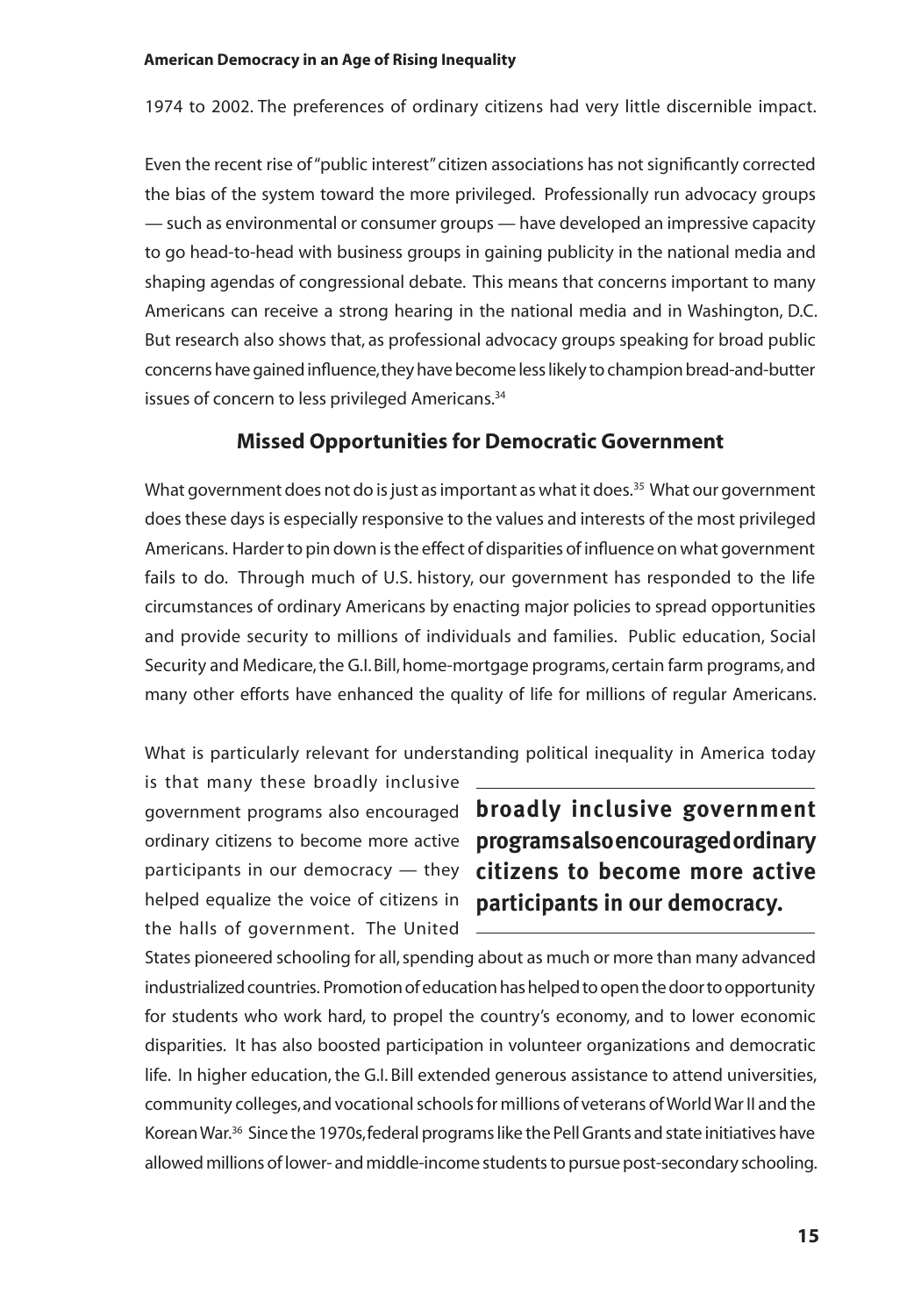1974 to 2002. The preferences of ordinary citizens had very little discernible impact.

Even the recent rise of "public interest" citizen associations has not significantly corrected the bias of the system toward the more privileged. Professionally run advocacy groups — such as environmental or consumer groups — have developed an impressive capacity to go head-to-head with business groups in gaining publicity in the national media and shaping agendas of congressional debate. This means that concerns important to many Americans can receive a strong hearing in the national media and in Washington, D.C. But research also shows that, as professional advocacy groups speaking for broad public concerns have gained influence, they have become less likely to champion bread-and-butter issues of concern to less privileged Americans.[34]

## Missed Opportunities for Democratic Government

What government does not do is just as important as what it does.[35] What our government does these days is especially responsive to the values and interests of the most privileged Americans. Harder to pin down is the effect of disparities of influence on what government fails to do. Through much of U.S. history, our government has responded to the life circumstances of ordinary Americans by enacting major policies to spread opportunities and provide security to millions of individuals and families. Public education, Social Security and Medicare, the G.I. Bill, home-mortgage programs, certain farm programs, and many other efforts have enhanced the quality of life for millions of regular Americans.

What is particularly relevant for understanding political inequality in America today is that many these broadly inclusive government programs also encouraged ordinary citizens to become more active participants in our democracy — they helped equalize the voice of citizens in the halls of government. The United States pioneered schooling for all, spending about as much or more than many advanced industrialized countries. Promotion of education has helped to open the door to opportunity for students who work hard, to propel the country's economy, and to lower economic disparities. It has also boosted participation in volunteer organizations and democratic life. In higher education, the G.I. Bill extended generous assistance to attend universities, community colleges, and vocational schools for millions of veterans of World War II and the Korean War.[36] Since the 1970s, federal programs like the Pell Grants and state initiatives have allowed millions of lower- and middle-income students to pursue post-secondary schooling.

> **broadly inclusive government programs also encouraged ordinary citizens to become more active participants in our democracy.**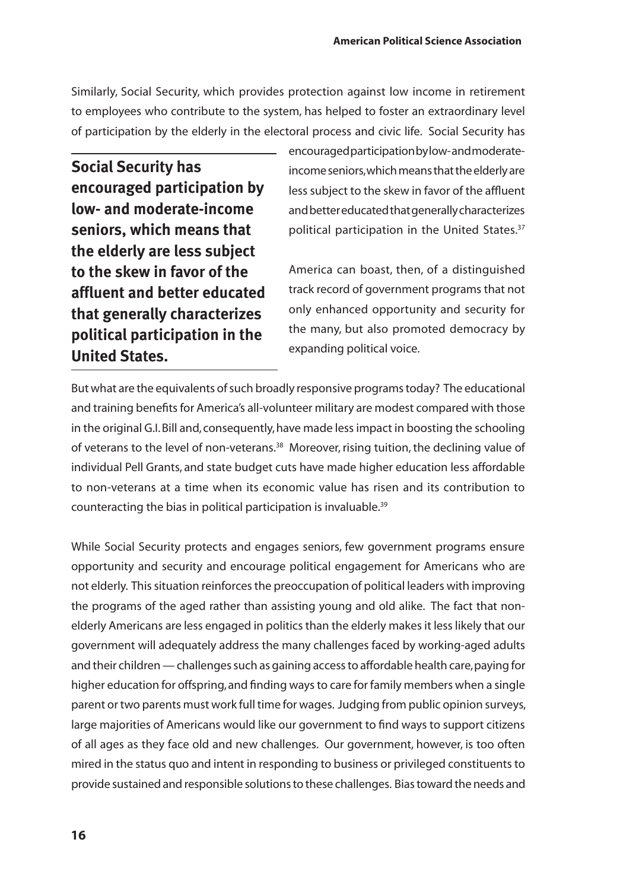Similarly, Social Security, which provides protection against low income in retirement to employees who contribute to the system, has helped to foster an extraordinary level of participation by the elderly in the electoral process and civic life. Social Security has encouraged participation by low- and moderate-income seniors, which means that the elderly are less subject to the skew in favor of the affluent and better educated that generally characterizes political participation in the United States.[37]

**Social Security has encouraged participation by low- and moderate-income seniors, which means that the elderly are less subject to the skew in favor of the affluent and better educated that generally characterizes political participation in the United States.**

America can boast, then, of a distinguished track record of government programs that not only enhanced opportunity and security for the many, but also promoted democracy by expanding political voice.

But what are the equivalents of such broadly responsive programs today? The educational and training benefits for America's all-volunteer military are modest compared with those in the original G.I. Bill and, consequently, have made less impact in boosting the schooling of veterans to the level of non-veterans.[38] Moreover, rising tuition, the declining value of individual Pell Grants, and state budget cuts have made higher education less affordable to non-veterans at a time when its economic value has risen and its contribution to counteracting the bias in political participation is invaluable.[39]

While Social Security protects and engages seniors, few government programs ensure opportunity and security and encourage political engagement for Americans who are not elderly. This situation reinforces the preoccupation of political leaders with improving the programs of the aged rather than assisting young and old alike. The fact that non-elderly Americans are less engaged in politics than the elderly makes it less likely that our government will adequately address the many challenges faced by working-aged adults and their children — challenges such as gaining access to affordable health care, paying for higher education for offspring, and finding ways to care for family members when a single parent or two parents must work full time for wages. Judging from public opinion surveys, large majorities of Americans would like our government to find ways to support citizens of all ages as they face old and new challenges. Our government, however, is too often mired in the status quo and intent in responding to business or privileged constituents to provide sustained and responsible solutions to these challenges. Bias toward the needs and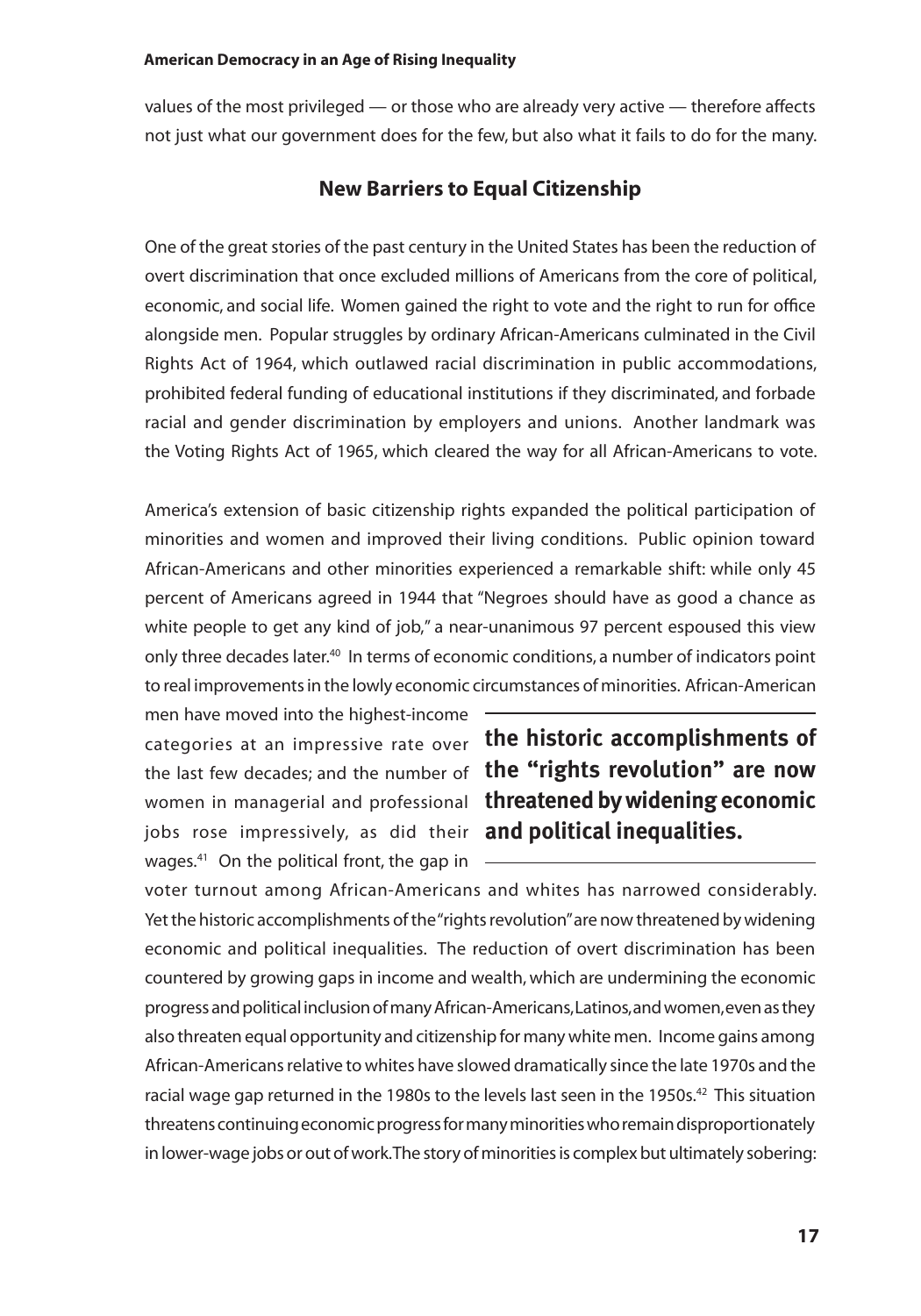values of the most privileged — or those who are already very active — therefore affects not just what our government does for the few, but also what it fails to do for the many.

## New Barriers to Equal Citizenship

One of the great stories of the past century in the United States has been the reduction of overt discrimination that once excluded millions of Americans from the core of political, economic, and social life. Women gained the right to vote and the right to run for office alongside men. Popular struggles by ordinary African-Americans culminated in the Civil Rights Act of 1964, which outlawed racial discrimination in public accommodations, prohibited federal funding of educational institutions if they discriminated, and forbade racial and gender discrimination by employers and unions. Another landmark was the Voting Rights Act of 1965, which cleared the way for all African-Americans to vote.

America's extension of basic citizenship rights expanded the political participation of minorities and women and improved their living conditions. Public opinion toward African-Americans and other minorities experienced a remarkable shift: while only 45 percent of Americans agreed in 1944 that "Negroes should have as good a chance as white people to get any kind of job," a near-unanimous 97 percent espoused this view only three decades later.[40] In terms of economic conditions, a number of indicators point to real improvements in the lowly economic circumstances of minorities. African-American men have moved into the highest-income categories at an impressive rate over the last few decades; and the number of women in managerial and professional jobs rose impressively, as did their wages.[41] On the political front, the gap in voter turnout among African-Americans and whites has narrowed considerably. Yet the historic accomplishments of the "rights revolution" are now threatened by widening economic and political inequalities. The reduction of overt discrimination has been countered by growing gaps in income and wealth, which are undermining the economic progress and political inclusion of many African-Americans, Latinos, and women, even as they also threaten equal opportunity and citizenship for many white men. Income gains among African-Americans relative to whites have slowed dramatically since the late 1970s and the racial wage gap returned in the 1980s to the levels last seen in the 1950s.[42] This situation threatens continuing economic progress for many minorities who remain disproportionately in lower-wage jobs or out of work. The story of minorities is complex but ultimately sobering:

> **the historic accomplishments of the "rights revolution" are now threatened by widening economic and political inequalities.**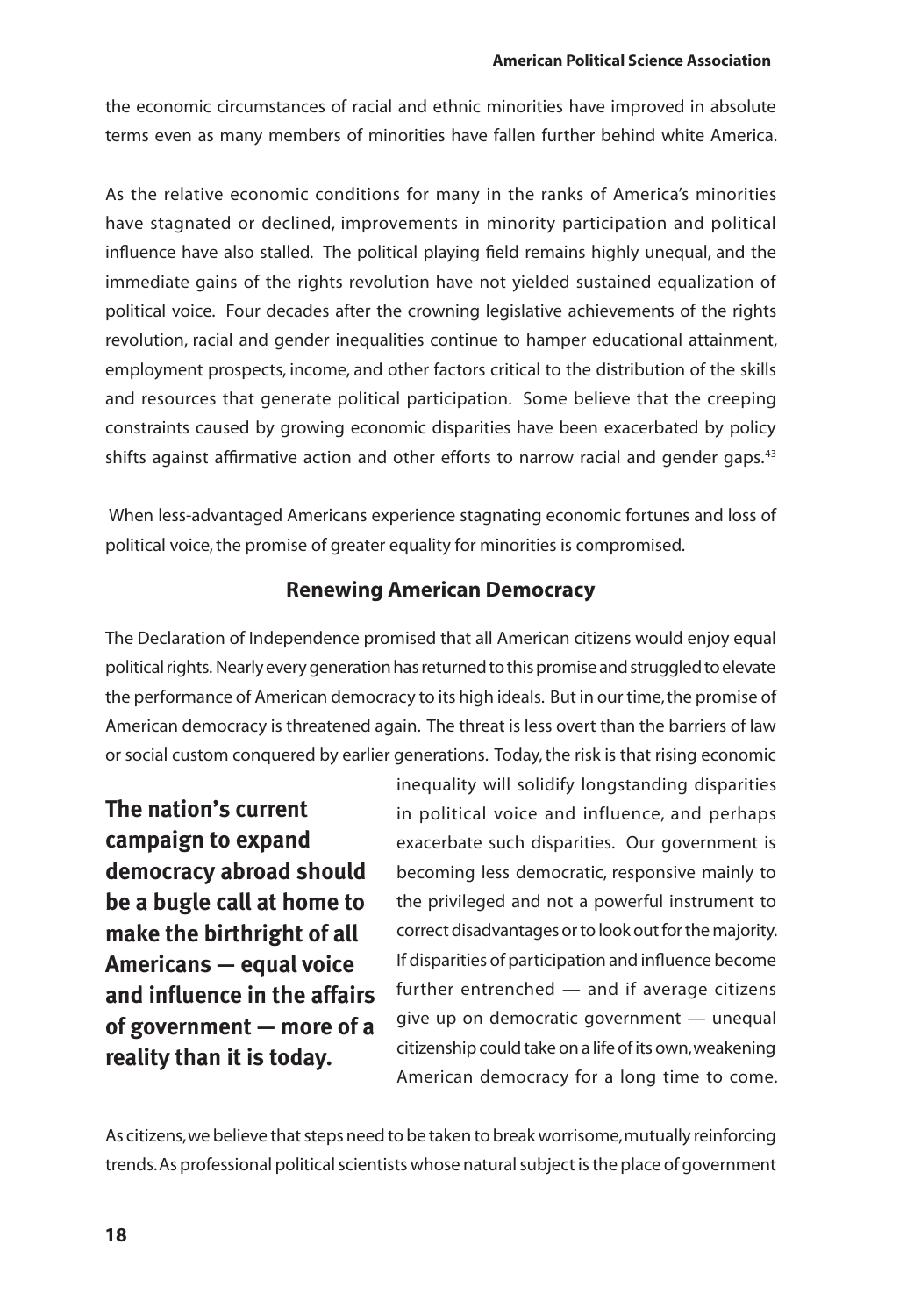the economic circumstances of racial and ethnic minorities have improved in absolute terms even as many members of minorities have fallen further behind white America.

As the relative economic conditions for many in the ranks of America's minorities have stagnated or declined, improvements in minority participation and political influence have also stalled. The political playing field remains highly unequal, and the immediate gains of the rights revolution have not yielded sustained equalization of political voice. Four decades after the crowning legislative achievements of the rights revolution, racial and gender inequalities continue to hamper educational attainment, employment prospects, income, and other factors critical to the distribution of the skills and resources that generate political participation. Some believe that the creeping constraints caused by growing economic disparities have been exacerbated by policy shifts against affirmative action and other efforts to narrow racial and gender gaps.[43]

When less-advantaged Americans experience stagnating economic fortunes and loss of political voice, the promise of greater equality for minorities is compromised.

## Renewing American Democracy

The Declaration of Independence promised that all American citizens would enjoy equal political rights. Nearly every generation has returned to this promise and struggled to elevate the performance of American democracy to its high ideals. But in our time, the promise of American democracy is threatened again. The threat is less overt than the barriers of law or social custom conquered by earlier generations. Today, the risk is that rising economic inequality will solidify longstanding disparities in political voice and influence, and perhaps exacerbate such disparities. Our government is becoming less democratic, responsive mainly to the privileged and not a powerful instrument to correct disadvantages or to look out for the majority. If disparities of participation and influence become further entrenched — and if average citizens give up on democratic government — unequal citizenship could take on a life of its own, weakening American democracy for a long time to come.

**The nation's current campaign to expand democracy abroad should be a bugle call at home to make the birthright of all Americans — equal voice and influence in the affairs of government — more of a reality than it is today.**

As citizens, we believe that steps need to be taken to break worrisome, mutually reinforcing trends. As professional political scientists whose natural subject is the place of government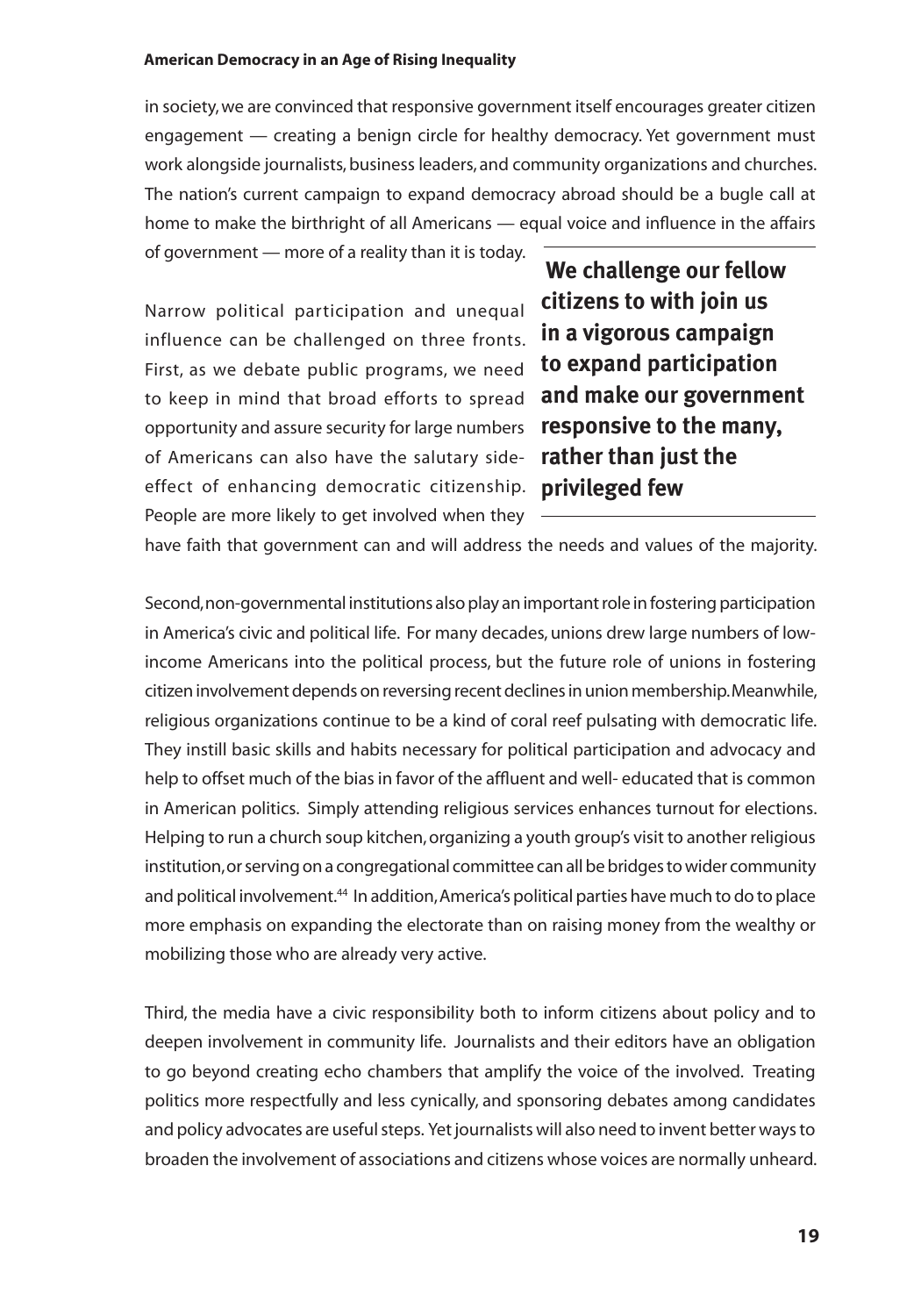in society, we are convinced that responsive government itself encourages greater citizen engagement — creating a benign circle for healthy democracy. Yet government must work alongside journalists, business leaders, and community organizations and churches. The nation's current campaign to expand democracy abroad should be a bugle call at home to make the birthright of all Americans — equal voice and influence in the affairs of government — more of a reality than it is today.

> **We challenge our fellow citizens to with join us in a vigorous campaign to expand participation and make our government responsive to the many, rather than just the privileged few**

Narrow political participation and unequal influence can be challenged on three fronts. First, as we debate public programs, we need to keep in mind that broad efforts to spread opportunity and assure security for large numbers of Americans can also have the salutary side-effect of enhancing democratic citizenship. People are more likely to get involved when they have faith that government can and will address the needs and values of the majority.

Second, non-governmental institutions also play an important role in fostering participation in America's civic and political life. For many decades, unions drew large numbers of low-income Americans into the political process, but the future role of unions in fostering citizen involvement depends on reversing recent declines in union membership. Meanwhile, religious organizations continue to be a kind of coral reef pulsating with democratic life. They instill basic skills and habits necessary for political participation and advocacy and help to offset much of the bias in favor of the affluent and well- educated that is common in American politics. Simply attending religious services enhances turnout for elections. Helping to run a church soup kitchen, organizing a youth group's visit to another religious institution, or serving on a congregational committee can all be bridges to wider community and political involvement.[44] In addition, America's political parties have much to do to place more emphasis on expanding the electorate than on raising money from the wealthy or mobilizing those who are already very active.

Third, the media have a civic responsibility both to inform citizens about policy and to deepen involvement in community life. Journalists and their editors have an obligation to go beyond creating echo chambers that amplify the voice of the involved. Treating politics more respectfully and less cynically, and sponsoring debates among candidates and policy advocates are useful steps. Yet journalists will also need to invent better ways to broaden the involvement of associations and citizens whose voices are normally unheard.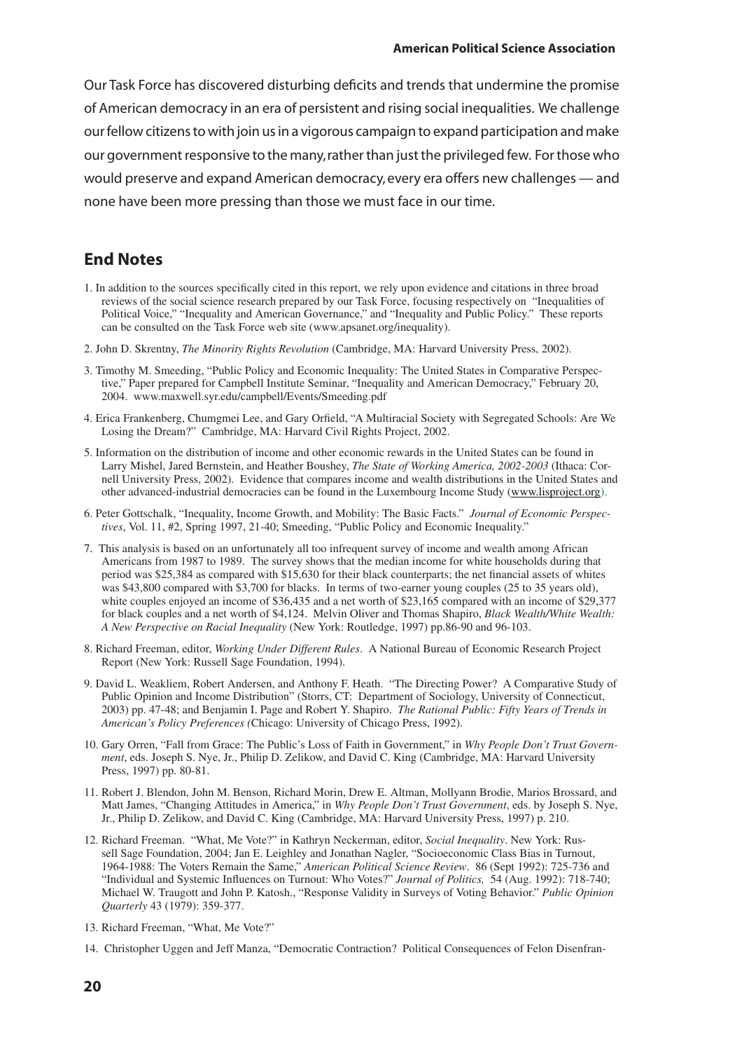Our Task Force has discovered disturbing deficits and trends that undermine the promise of American democracy in an era of persistent and rising social inequalities. We challenge our fellow citizens to with join us in a vigorous campaign to expand participation and make our government responsive to the many, rather than just the privileged few. For those who would preserve and expand American democracy, every era offers new challenges — and none have been more pressing than those we must face in our time.

## End Notes

1. In addition to the sources specifically cited in this report, we rely upon evidence and citations in three broad reviews of the social science research prepared by our Task Force, focusing respectively on "Inequalities of Political Voice," "Inequality and American Governance," and "Inequality and Public Policy." These reports can be consulted on the Task Force web site (www.apsanet.org/inequality).

2. John D. Skrentny, *The Minority Rights Revolution* (Cambridge, MA: Harvard University Press, 2002).

3. Timothy M. Smeeding, "Public Policy and Economic Inequality: The United States in Comparative Perspective," Paper prepared for Campbell Institute Seminar, "Inequality and American Democracy," February 20, 2004. www.maxwell.syr.edu/campbell/Events/Smeeding.pdf

4. Erica Frankenberg, Chumgmei Lee, and Gary Orfield, "A Multiracial Society with Segregated Schools: Are We Losing the Dream?" Cambridge, MA: Harvard Civil Rights Project, 2002.

5. Information on the distribution of income and other economic rewards in the United States can be found in Larry Mishel, Jared Bernstein, and Heather Boushey, *The State of Working America, 2002-2003* (Ithaca: Cornell University Press, 2002). Evidence that compares income and wealth distributions in the United States and other advanced-industrial democracies can be found in the Luxembourg Income Study (www.lisproject.org).

6. Peter Gottschalk, "Inequality, Income Growth, and Mobility: The Basic Facts." *Journal of Economic Perspectives*, Vol. 11, #2, Spring 1997, 21-40; Smeeding, "Public Policy and Economic Inequality."

7. This analysis is based on an unfortunately all too infrequent survey of income and wealth among African Americans from 1987 to 1989. The survey shows that the median income for white households during that period was $25,384 as compared with $15,630 for their black counterparts; the net financial assets of whites was $43,800 compared with $3,700 for blacks. In terms of two-earner young couples (25 to 35 years old), white couples enjoyed an income of $36,435 and a net worth of $23,165 compared with an income of $29,377 for black couples and a net worth of $4,124. Melvin Oliver and Thomas Shapiro, *Black Wealth/White Wealth: A New Perspective on Racial Inequality* (New York: Routledge, 1997) pp.86-90 and 96-103.

8. Richard Freeman, editor, *Working Under Different Rules*. A National Bureau of Economic Research Project Report (New York: Russell Sage Foundation, 1994).

9. David L. Weakliem, Robert Andersen, and Anthony F. Heath. "The Directing Power? A Comparative Study of Public Opinion and Income Distribution" (Storrs, CT: Department of Sociology, University of Connecticut, 2003) pp. 47-48; and Benjamin I. Page and Robert Y. Shapiro. *The Rational Public: Fifty Years of Trends in American's Policy Preferences (*Chicago: University of Chicago Press, 1992).

10. Gary Orren, "Fall from Grace: The Public's Loss of Faith in Government," in *Why People Don't Trust Government*, eds. Joseph S. Nye, Jr., Philip D. Zelikow, and David C. King (Cambridge, MA: Harvard University Press, 1997) pp. 80-81.

11. Robert J. Blendon, John M. Benson, Richard Morin, Drew E. Altman, Mollyann Brodie, Marios Brossard, and Matt James, "Changing Attitudes in America," in *Why People Don't Trust Government*, eds. by Joseph S. Nye, Jr., Philip D. Zelikow, and David C. King (Cambridge, MA: Harvard University Press, 1997) p. 210.

12. Richard Freeman. "What, Me Vote?" in Kathryn Neckerman, editor, *Social Inequality*. New York: Russell Sage Foundation, 2004; Jan E. Leighley and Jonathan Nagler, "Socioeconomic Class Bias in Turnout, 1964-1988: The Voters Remain the Same," *American Political Science Review*. 86 (Sept 1992): 725-736 and "Individual and Systemic Influences on Turnout: Who Votes?" *Journal of Politics,* 54 (Aug. 1992): 718-740; Michael W. Traugott and John P. Katosh., "Response Validity in Surveys of Voting Behavior." *Public Opinion Quarterly* 43 (1979): 359-377.

13. Richard Freeman, "What, Me Vote?"

14. Christopher Uggen and Jeff Manza, "Democratic Contraction? Political Consequences of Felon Disenfran-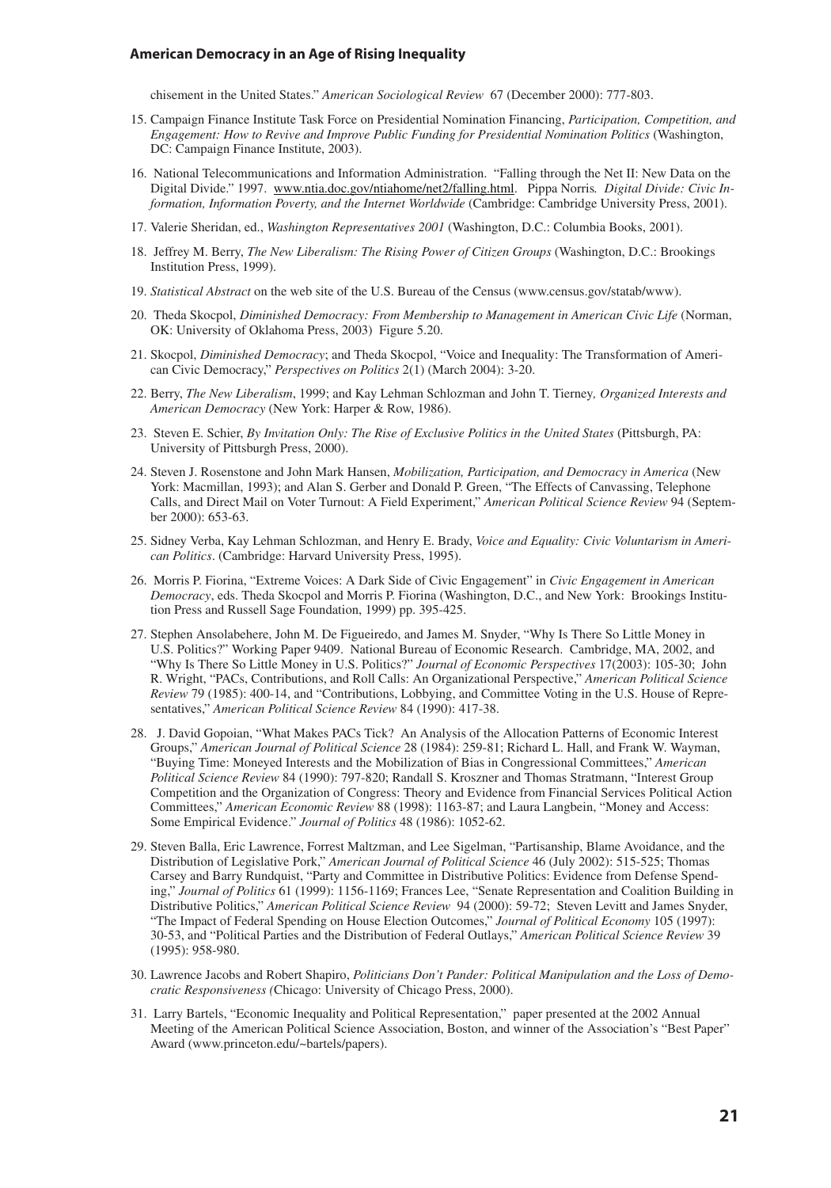chisement in the United States." *American Sociological Review* 67 (December 2000): 777-803.

15. Campaign Finance Institute Task Force on Presidential Nomination Financing, *Participation, Competition, and Engagement: How to Revive and Improve Public Funding for Presidential Nomination Politics* (Washington, DC: Campaign Finance Institute, 2003).

16. National Telecommunications and Information Administration. "Falling through the Net II: New Data on the Digital Divide." 1997. www.ntia.doc.gov/ntiahome/net2/falling.html. Pippa Norris. *Digital Divide: Civic Information, Information Poverty, and the Internet Worldwide* (Cambridge: Cambridge University Press, 2001).

17. Valerie Sheridan, ed., *Washington Representatives 2001* (Washington, D.C.: Columbia Books, 2001).

18. Jeffrey M. Berry, *The New Liberalism: The Rising Power of Citizen Groups* (Washington, D.C.: Brookings Institution Press, 1999).

19. *Statistical Abstract* on the web site of the U.S. Bureau of the Census (www.census.gov/statab/www).

20. Theda Skocpol, *Diminished Democracy: From Membership to Management in American Civic Life* (Norman, OK: University of Oklahoma Press, 2003) Figure 5.20.

21. Skocpol, *Diminished Democracy*; and Theda Skocpol, "Voice and Inequality: The Transformation of American Civic Democracy," *Perspectives on Politics* 2(1) (March 2004): 3-20.

22. Berry, *The New Liberalism*, 1999; and Kay Lehman Schlozman and John T. Tierney*, Organized Interests and American Democracy* (New York: Harper & Row, 1986).

23. Steven E. Schier, *By Invitation Only: The Rise of Exclusive Politics in the United States* (Pittsburgh, PA: University of Pittsburgh Press, 2000).

24. Steven J. Rosenstone and John Mark Hansen, *Mobilization, Participation, and Democracy in America* (New York: Macmillan, 1993); and Alan S. Gerber and Donald P. Green, "The Effects of Canvassing, Telephone Calls, and Direct Mail on Voter Turnout: A Field Experiment," *American Political Science Review* 94 (September 2000): 653-63.

25. Sidney Verba, Kay Lehman Schlozman, and Henry E. Brady, *Voice and Equality: Civic Voluntarism in American Politics*. (Cambridge: Harvard University Press, 1995).

26. Morris P. Fiorina, "Extreme Voices: A Dark Side of Civic Engagement" in *Civic Engagement in American Democracy*, eds. Theda Skocpol and Morris P. Fiorina (Washington, D.C., and New York: Brookings Institution Press and Russell Sage Foundation, 1999) pp. 395-425.

27. Stephen Ansolabehere, John M. De Figueiredo, and James M. Snyder, "Why Is There So Little Money in U.S. Politics?" Working Paper 9409. National Bureau of Economic Research. Cambridge, MA, 2002, and "Why Is There So Little Money in U.S. Politics?" *Journal of Economic Perspectives* 17(2003): 105-30; John R. Wright, "PACs, Contributions, and Roll Calls: An Organizational Perspective," *American Political Science Review* 79 (1985): 400-14, and "Contributions, Lobbying, and Committee Voting in the U.S. House of Representatives," *American Political Science Review* 84 (1990): 417-38.

28. J. David Gopoian, "What Makes PACs Tick? An Analysis of the Allocation Patterns of Economic Interest Groups," *American Journal of Political Science* 28 (1984): 259-81; Richard L. Hall, and Frank W. Wayman, "Buying Time: Moneyed Interests and the Mobilization of Bias in Congressional Committees," *American Political Science Review* 84 (1990): 797-820; Randall S. Kroszner and Thomas Stratmann, "Interest Group Competition and the Organization of Congress: Theory and Evidence from Financial Services Political Action Committees," *American Economic Review* 88 (1998): 1163-87; and Laura Langbein, "Money and Access: Some Empirical Evidence." *Journal of Politics* 48 (1986): 1052-62.

29. Steven Balla, Eric Lawrence, Forrest Maltzman, and Lee Sigelman, "Partisanship, Blame Avoidance, and the Distribution of Legislative Pork," *American Journal of Political Science* 46 (July 2002): 515-525; Thomas Carsey and Barry Rundquist, "Party and Committee in Distributive Politics: Evidence from Defense Spending," *Journal of Politics* 61 (1999): 1156-1169; Frances Lee, "Senate Representation and Coalition Building in Distributive Politics," *American Political Science Review* 94 (2000): 59-72; Steven Levitt and James Snyder, "The Impact of Federal Spending on House Election Outcomes," *Journal of Political Economy* 105 (1997): 30-53, and "Political Parties and the Distribution of Federal Outlays," *American Political Science Review* 39 (1995): 958-980.

30. Lawrence Jacobs and Robert Shapiro, *Politicians Don't Pander: Political Manipulation and the Loss of Democratic Responsiveness (*Chicago: University of Chicago Press, 2000).

31. Larry Bartels, "Economic Inequality and Political Representation," paper presented at the 2002 Annual Meeting of the American Political Science Association, Boston, and winner of the Association's "Best Paper" Award (www.princeton.edu/~bartels/papers).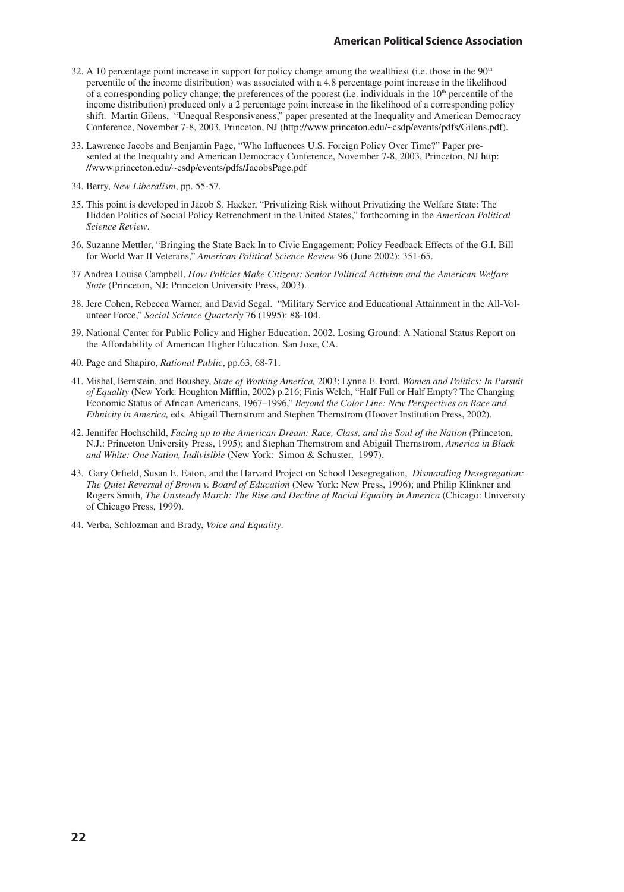32. A 10 percentage point increase in support for policy change among the wealthiest (i.e. those in the 90th percentile of the income distribution) was associated with a 4.8 percentage point increase in the likelihood of a corresponding policy change; the preferences of the poorest (i.e. individuals in the 10th percentile of the income distribution) produced only a 2 percentage point increase in the likelihood of a corresponding policy shift. Martin Gilens, "Unequal Responsiveness," paper presented at the Inequality and American Democracy Conference, November 7-8, 2003, Princeton, NJ (http://www.princeton.edu/~csdp/events/pdfs/Gilens.pdf).

33. Lawrence Jacobs and Benjamin Page, "Who Influences U.S. Foreign Policy Over Time?" Paper presented at the Inequality and American Democracy Conference, November 7-8, 2003, Princeton, NJ http://www.princeton.edu/~csdp/events/pdfs/JacobsPage.pdf

34. Berry, *New Liberalism*, pp. 55-57.

35. This point is developed in Jacob S. Hacker, "Privatizing Risk without Privatizing the Welfare State: The Hidden Politics of Social Policy Retrenchment in the United States," forthcoming in the *American Political Science Review*.

36. Suzanne Mettler, "Bringing the State Back In to Civic Engagement: Policy Feedback Effects of the G.I. Bill for World War II Veterans," *American Political Science Review* 96 (June 2002): 351-65.

37 Andrea Louise Campbell, *How Policies Make Citizens: Senior Political Activism and the American Welfare State* (Princeton, NJ: Princeton University Press, 2003).

38. Jere Cohen, Rebecca Warner, and David Segal. "Military Service and Educational Attainment in the All-Volunteer Force," *Social Science Quarterly* 76 (1995): 88-104.

39. National Center for Public Policy and Higher Education. 2002. Losing Ground: A National Status Report on the Affordability of American Higher Education. San Jose, CA.

40. Page and Shapiro, *Rational Public*, pp.63, 68-71.

41. Mishel, Bernstein, and Boushey, *State of Working America,* 2003; Lynne E. Ford, *Women and Politics: In Pursuit of Equality* (New York: Houghton Mifflin, 2002) p.216; Finis Welch, "Half Full or Half Empty? The Changing Economic Status of African Americans, 1967–1996," *Beyond the Color Line: New Perspectives on Race and Ethnicity in America,* eds. Abigail Thernstrom and Stephen Thernstrom (Hoover Institution Press, 2002).

42. Jennifer Hochschild, *Facing up to the American Dream: Race, Class, and the Soul of the Nation (*Princeton, N.J.: Princeton University Press, 1995); and Stephan Thernstrom and Abigail Thernstrom, *America in Black and White: One Nation, Indivisible* (New York: Simon & Schuster, 1997).

43. Gary Orfield, Susan E. Eaton, and the Harvard Project on School Desegregation, *Dismantling Desegregation: The Quiet Reversal of Brown v. Board of Education* (New York: New Press, 1996); and Philip Klinkner and Rogers Smith, *The Unsteady March: The Rise and Decline of Racial Equality in America* (Chicago: University of Chicago Press, 1999).

44. Verba, Schlozman and Brady, *Voice and Equality*.